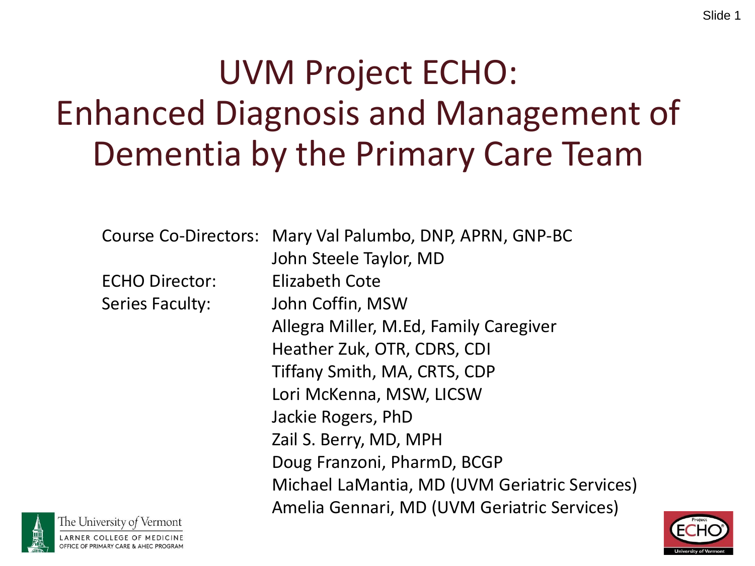# UVM Project ECHO: Enhanced Diagnosis and Management of Dementia by the Primary Care Team

| | |
|---|---|
| Course Co-Directors: | Mary Val Palumbo, DNP, APRN, GNP-BC |
| | John Steele Taylor, MD |
| ECHO Director: | Elizabeth Cote |
| Series Faculty: | John Coffin, MSW |
| | Allegra Miller, M.Ed, Family Caregiver |
| | Heather Zuk, OTR, CDRS, CDI |
| | Tiffany Smith, MA, CRTS, CDP |
| | Lori McKenna, MSW, LICSW |
| | Jackie Rogers, PhD |
| | Zail S. Berry, MD, MPH |
| | Doug Franzoni, PharmD, BCGP |
| | Michael LaMantia, MD (UVM Geriatric Services) |
| | Amelia Gennari, MD (UVM Geriatric Services) |

The University of Vermont
LARNER COLLEGE OF MEDICINE
OFFICE OF PRIMARY CARE & AHEC PROGRAM

Project ECHO
University of Vermont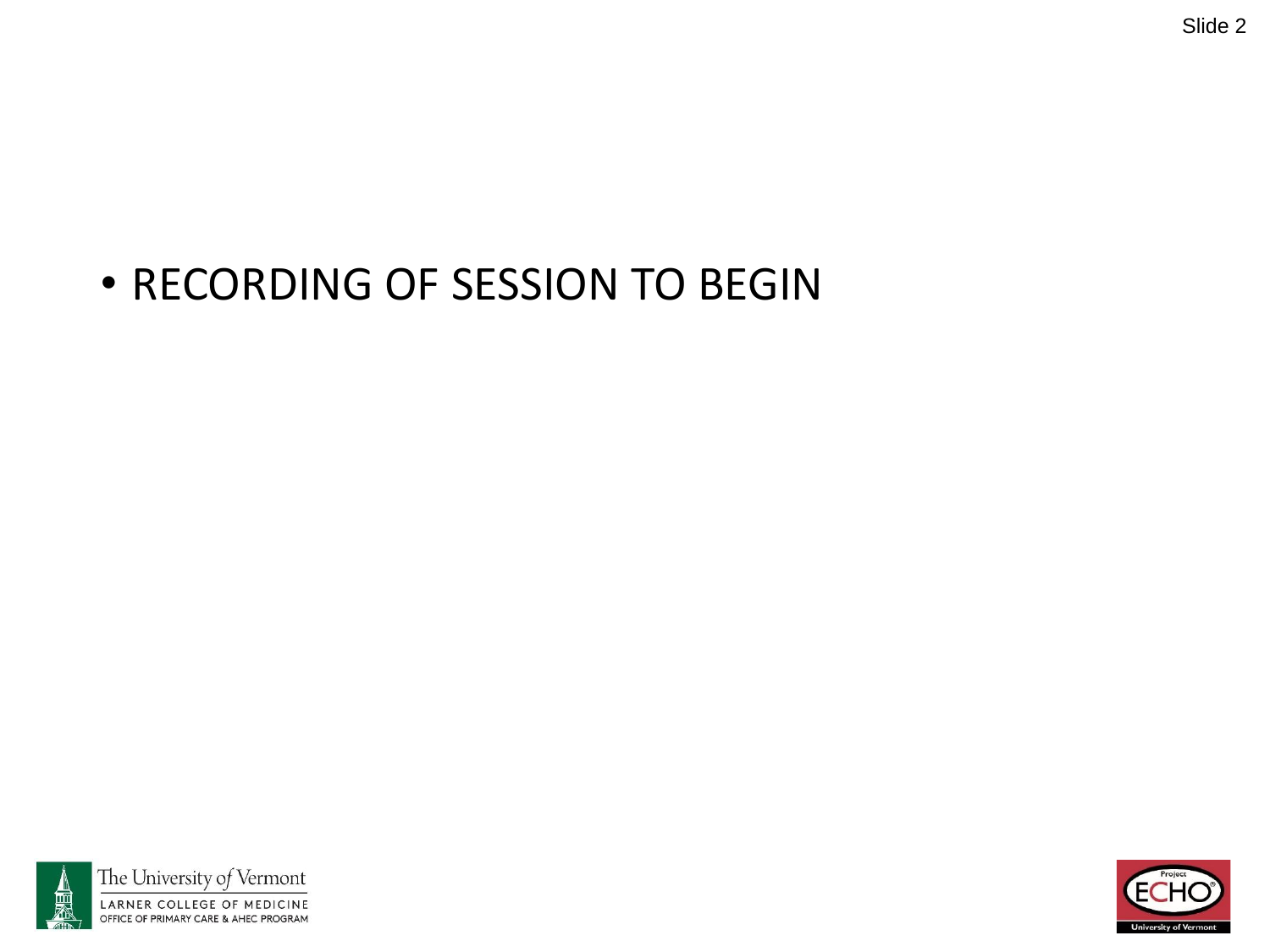- RECORDING OF SESSION TO BEGIN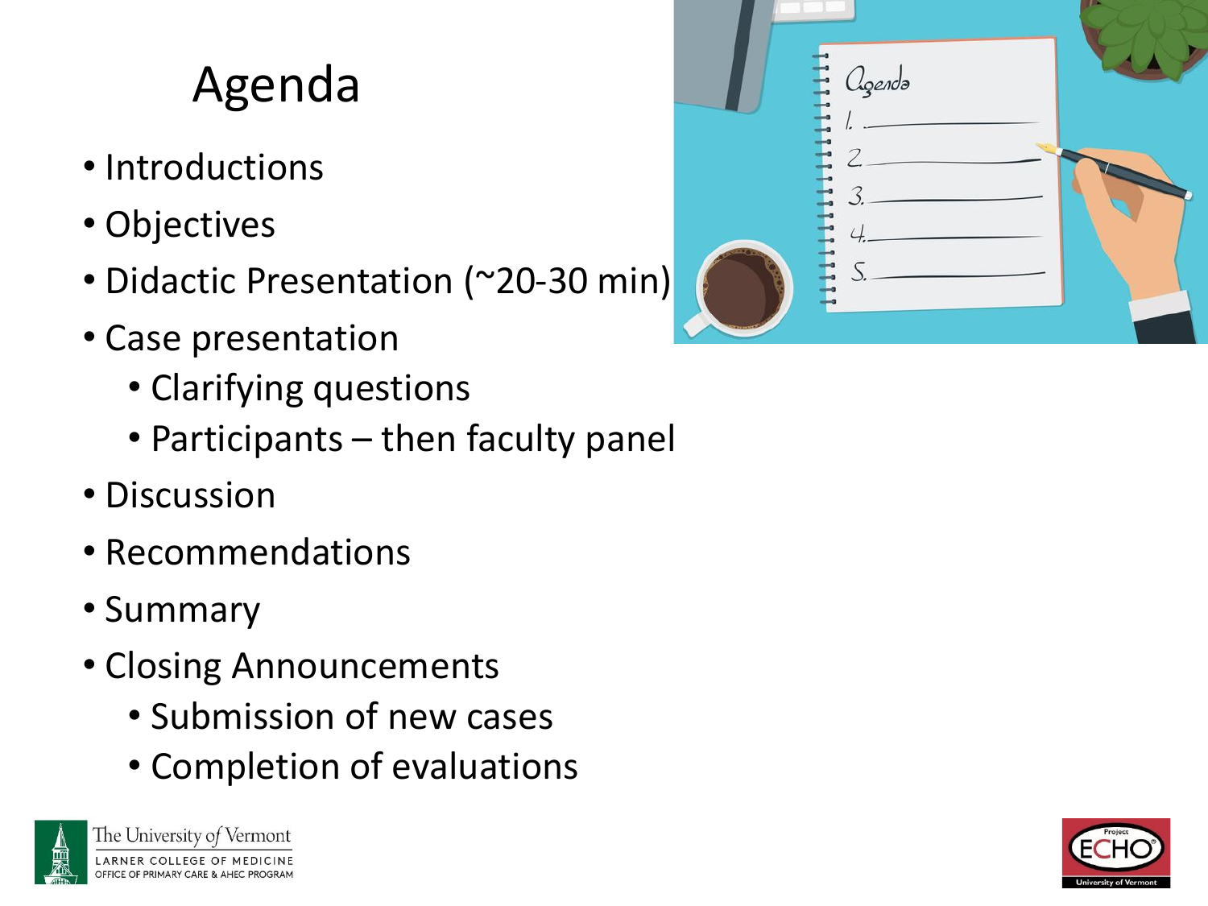# Agenda

- Introductions
- Objectives
- Didactic Presentation (~20-30 min)
- Case presentation
  - Clarifying questions
  - Participants – then faculty panel
- Discussion
- Recommendations
- Summary
- Closing Announcements
  - Submission of new cases
  - Completion of evaluations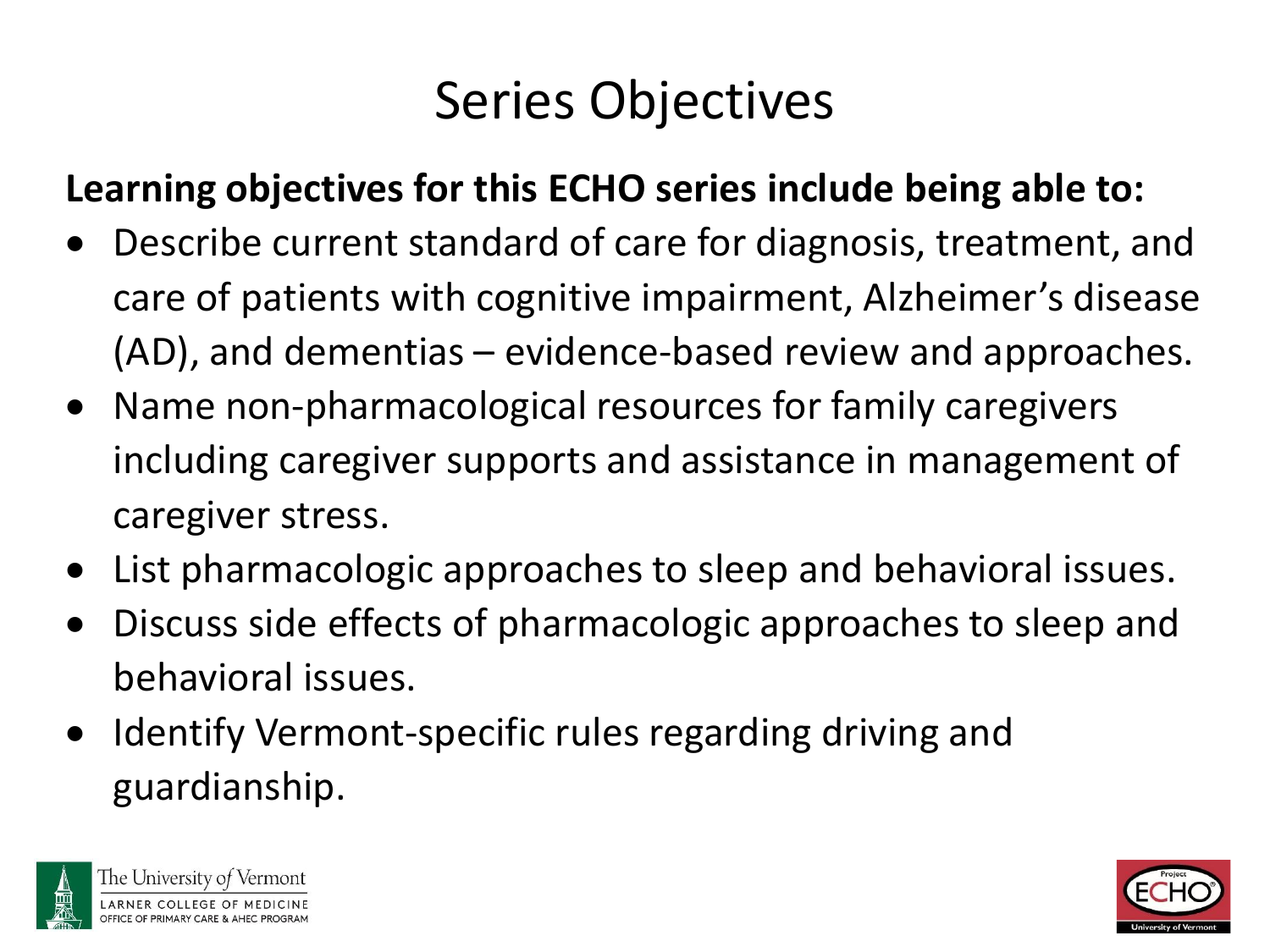# Series Objectives

**Learning objectives for this ECHO series include being able to:**

- Describe current standard of care for diagnosis, treatment, and care of patients with cognitive impairment, Alzheimer's disease (AD), and dementias – evidence-based review and approaches.
- Name non-pharmacological resources for family caregivers including caregiver supports and assistance in management of caregiver stress.
- List pharmacologic approaches to sleep and behavioral issues.
- Discuss side effects of pharmacologic approaches to sleep and behavioral issues.
- Identify Vermont-specific rules regarding driving and guardianship.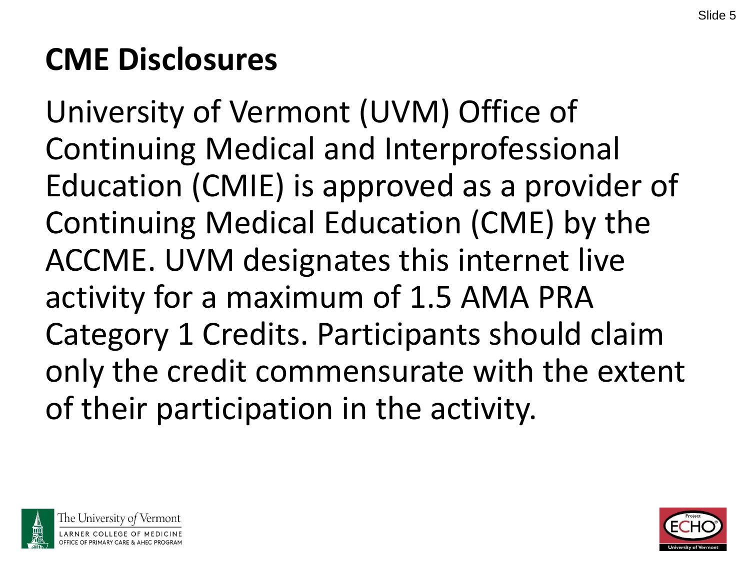# CME Disclosures

University of Vermont (UVM) Office of Continuing Medical and Interprofessional Education (CMIE) is approved as a provider of Continuing Medical Education (CME) by the ACCME. UVM designates this internet live activity for a maximum of 1.5 AMA PRA Category 1 Credits. Participants should claim only the credit commensurate with the extent of their participation in the activity.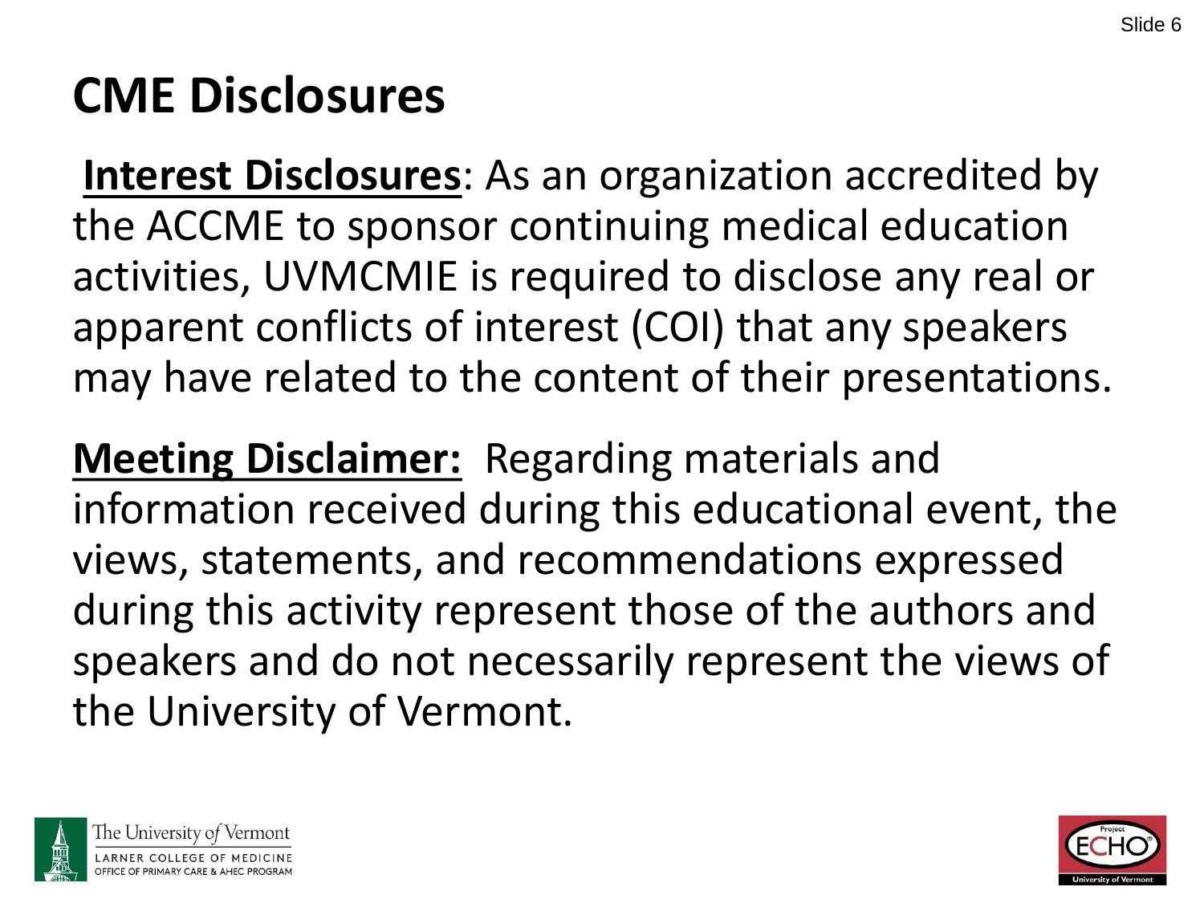# CME Disclosures

**Interest Disclosures**: As an organization accredited by the ACCME to sponsor continuing medical education activities, UVMCMIE is required to disclose any real or apparent conflicts of interest (COI) that any speakers may have related to the content of their presentations.

**Meeting Disclaimer:** Regarding materials and information received during this educational event, the views, statements, and recommendations expressed during this activity represent those of the authors and speakers and do not necessarily represent the views of the University of Vermont.

The University *of* Vermont
LARNER COLLEGE OF MEDICINE
OFFICE OF PRIMARY CARE & AHEC PROGRAM

Project ECHO
University of Vermont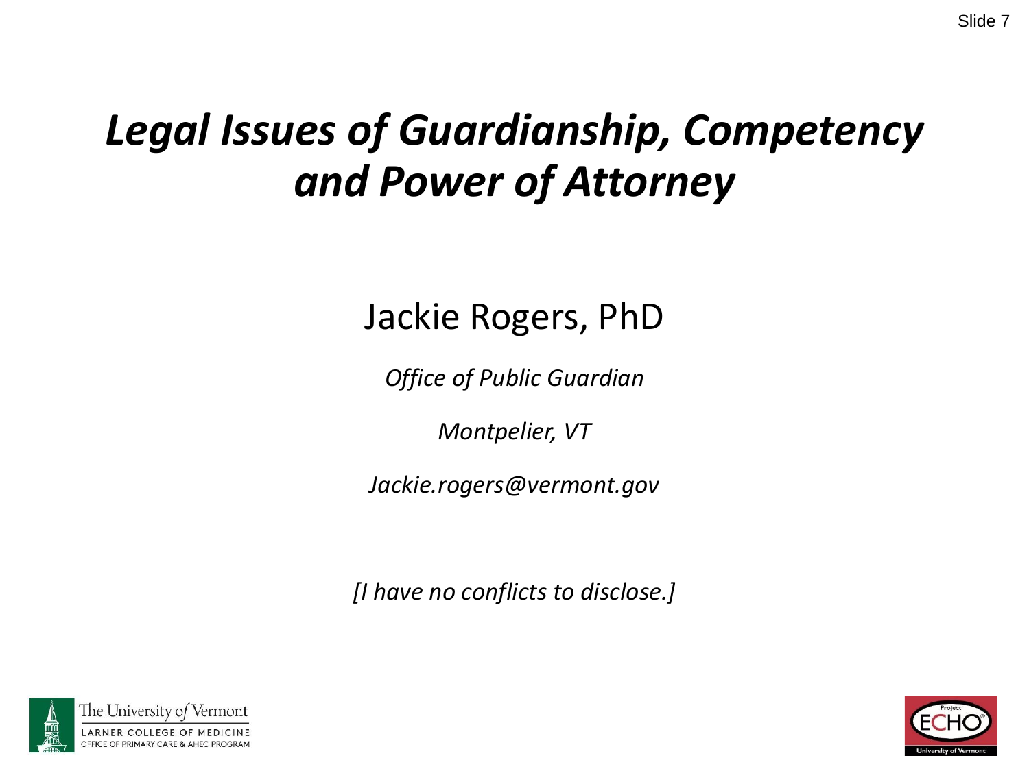# *Legal Issues of Guardianship, Competency and Power of Attorney*

Jackie Rogers, PhD

*Office of Public Guardian*

*Montpelier, VT*

*Jackie.rogers@vermont.gov*

*[I have no conflicts to disclose.]*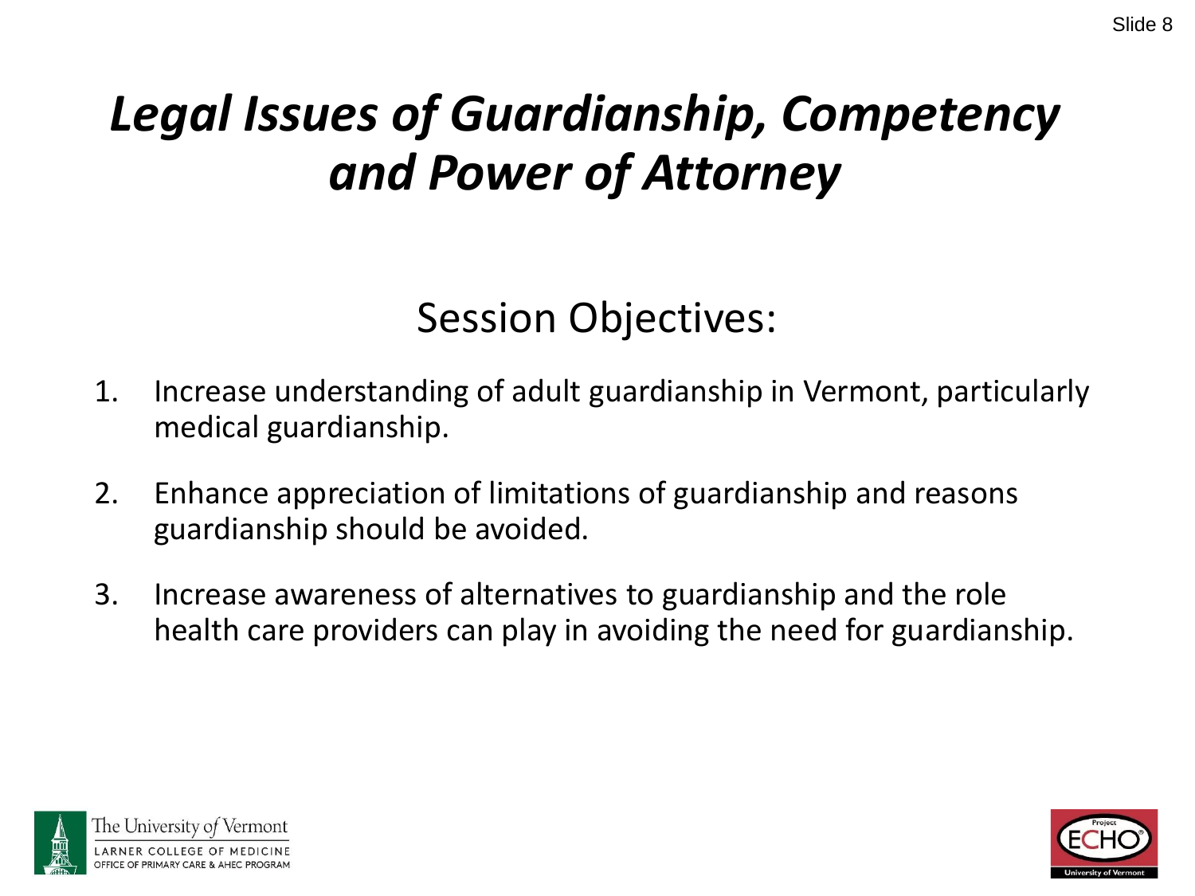# *Legal Issues of Guardianship, Competency and Power of Attorney*

## Session Objectives:

1. Increase understanding of adult guardianship in Vermont, particularly medical guardianship.
2. Enhance appreciation of limitations of guardianship and reasons guardianship should be avoided.
3. Increase awareness of alternatives to guardianship and the role health care providers can play in avoiding the need for guardianship.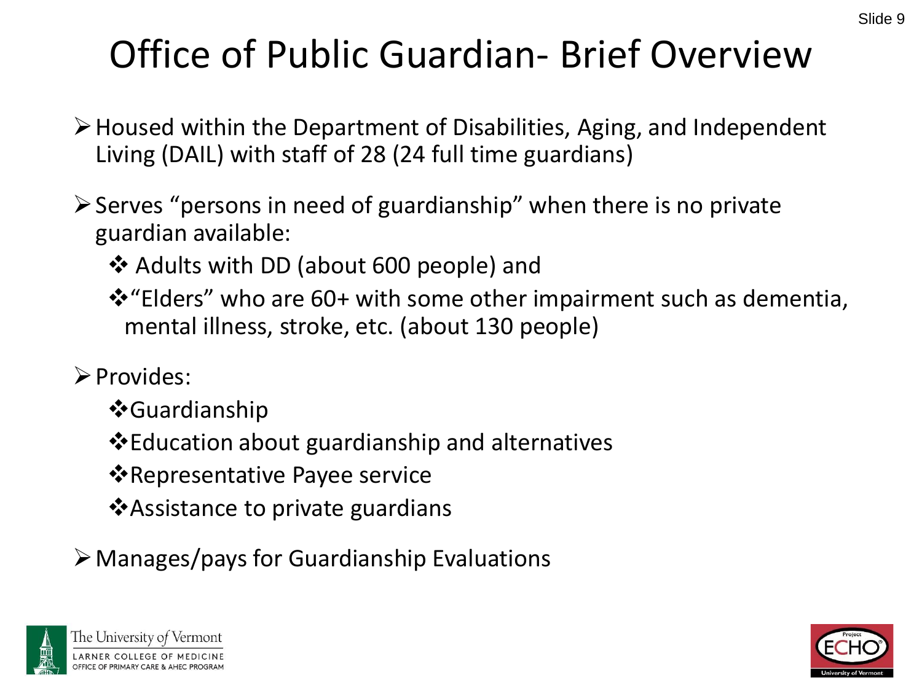# Office of Public Guardian- Brief Overview

- Housed within the Department of Disabilities, Aging, and Independent Living (DAIL) with staff of 28 (24 full time guardians)
- Serves "persons in need of guardianship" when there is no private guardian available:
  - Adults with DD (about 600 people) and
  - "Elders" who are 60+ with some other impairment such as dementia, mental illness, stroke, etc. (about 130 people)
- Provides:
  - Guardianship
  - Education about guardianship and alternatives
  - Representative Payee service
  - Assistance to private guardians
- Manages/pays for Guardianship Evaluations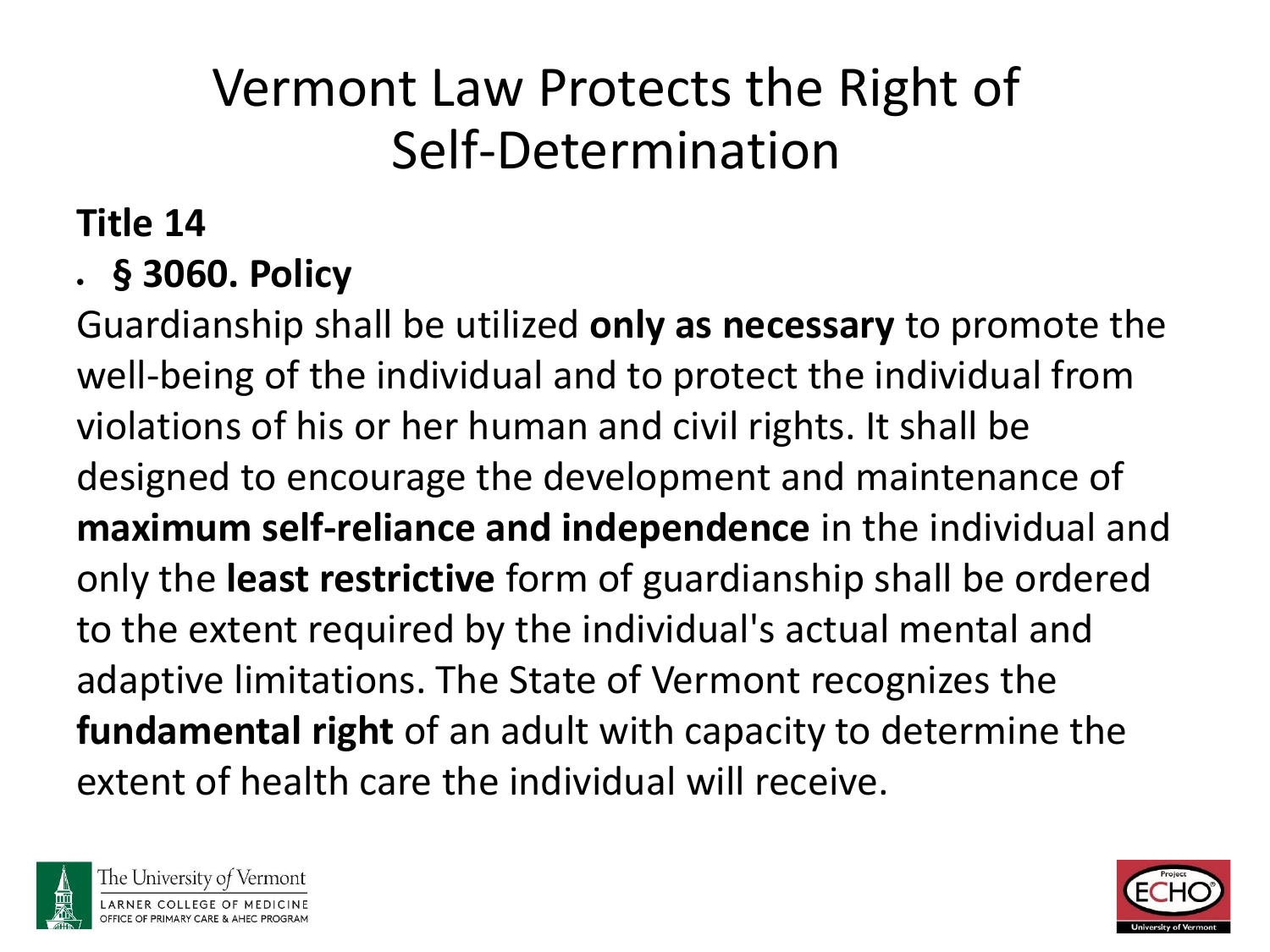# Vermont Law Protects the Right of Self-Determination

**Title 14**

- **§ 3060. Policy**

Guardianship shall be utilized **only as necessary** to promote the well-being of the individual and to protect the individual from violations of his or her human and civil rights. It shall be designed to encourage the development and maintenance of **maximum self-reliance and independence** in the individual and only the **least restrictive** form of guardianship shall be ordered to the extent required by the individual's actual mental and adaptive limitations. The State of Vermont recognizes the **fundamental right** of an adult with capacity to determine the extent of health care the individual will receive.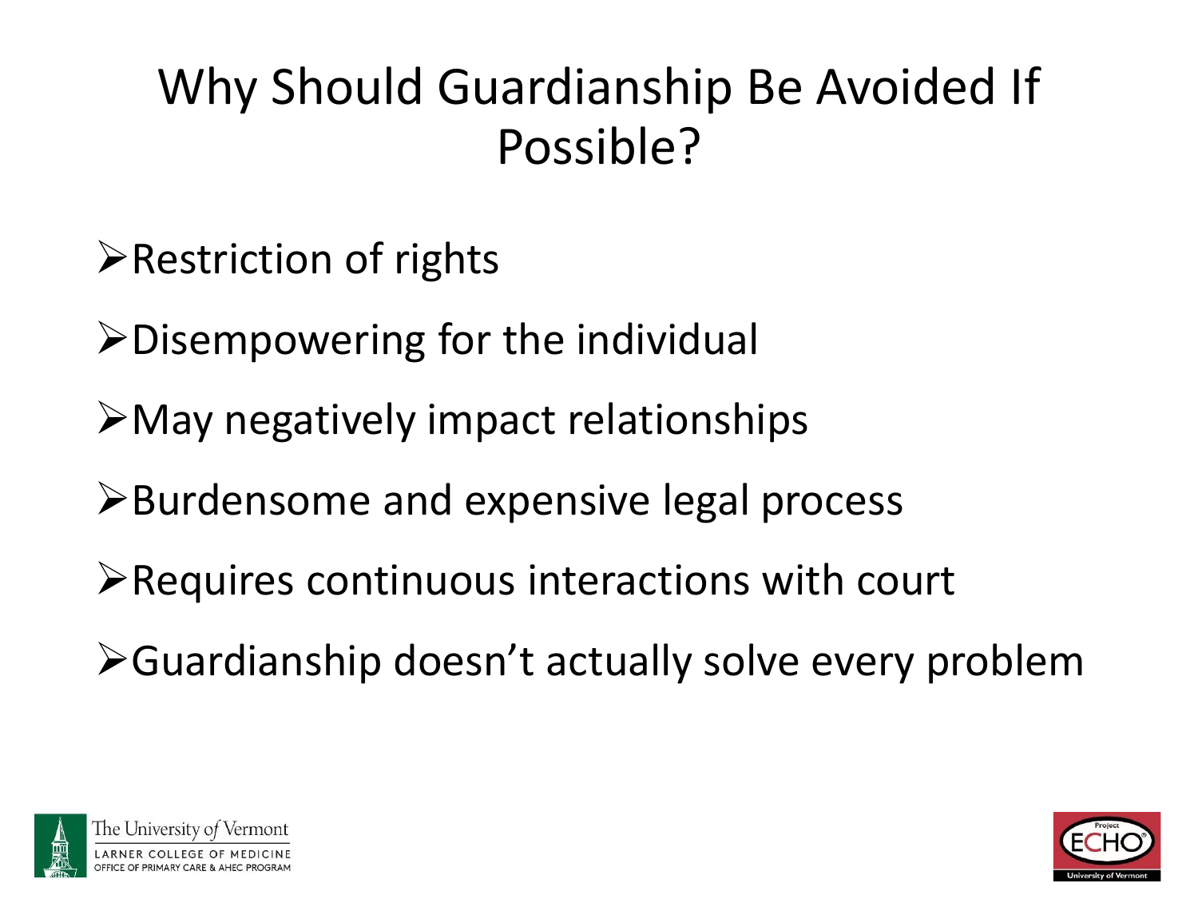# Why Should Guardianship Be Avoided If Possible?

- Restriction of rights
- Disempowering for the individual
- May negatively impact relationships
- Burdensome and expensive legal process
- Requires continuous interactions with court
- Guardianship doesn't actually solve every problem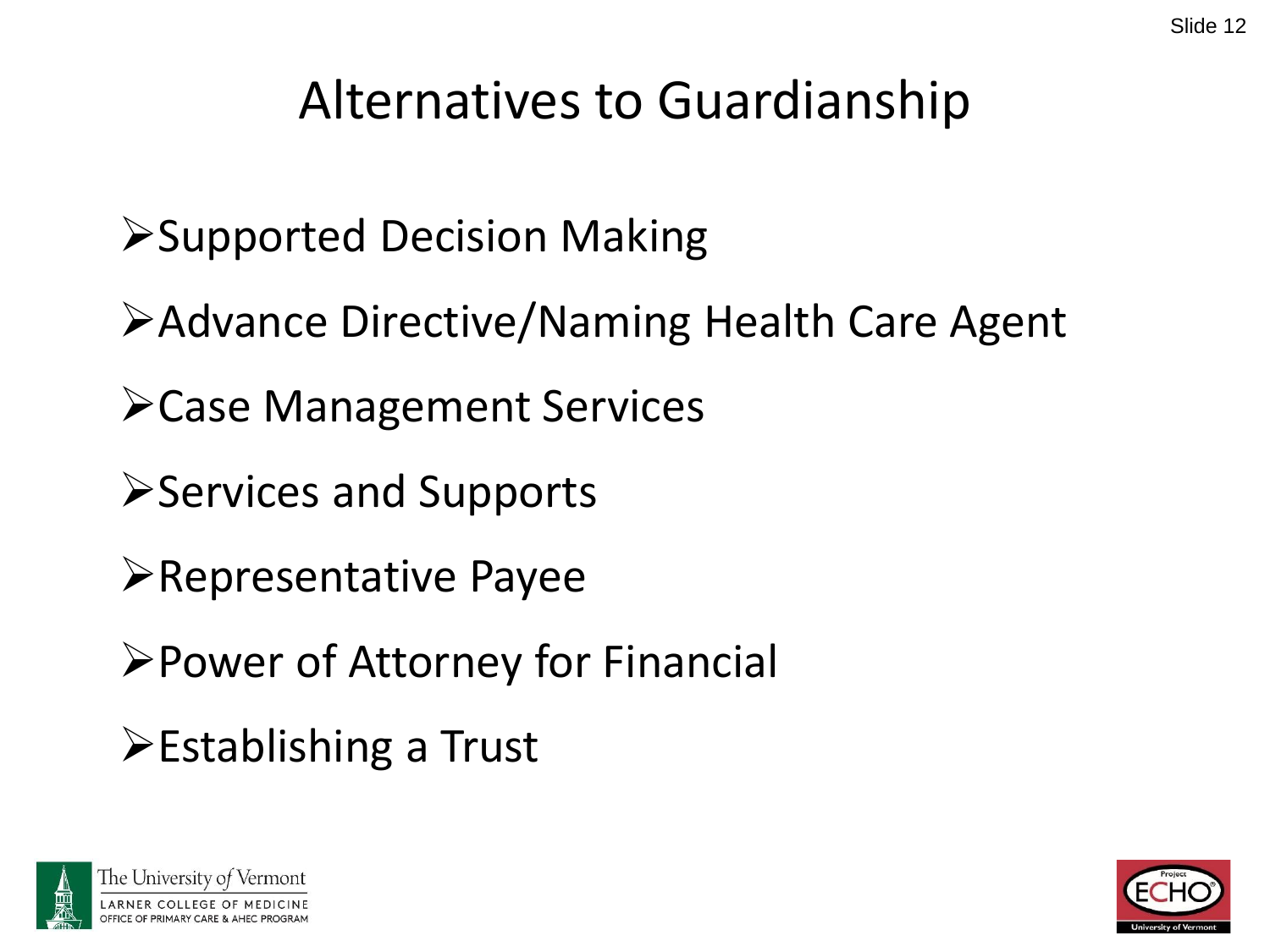# Alternatives to Guardianship

- Supported Decision Making
- Advance Directive/Naming Health Care Agent
- Case Management Services
- Services and Supports
- Representative Payee
- Power of Attorney for Financial
- Establishing a Trust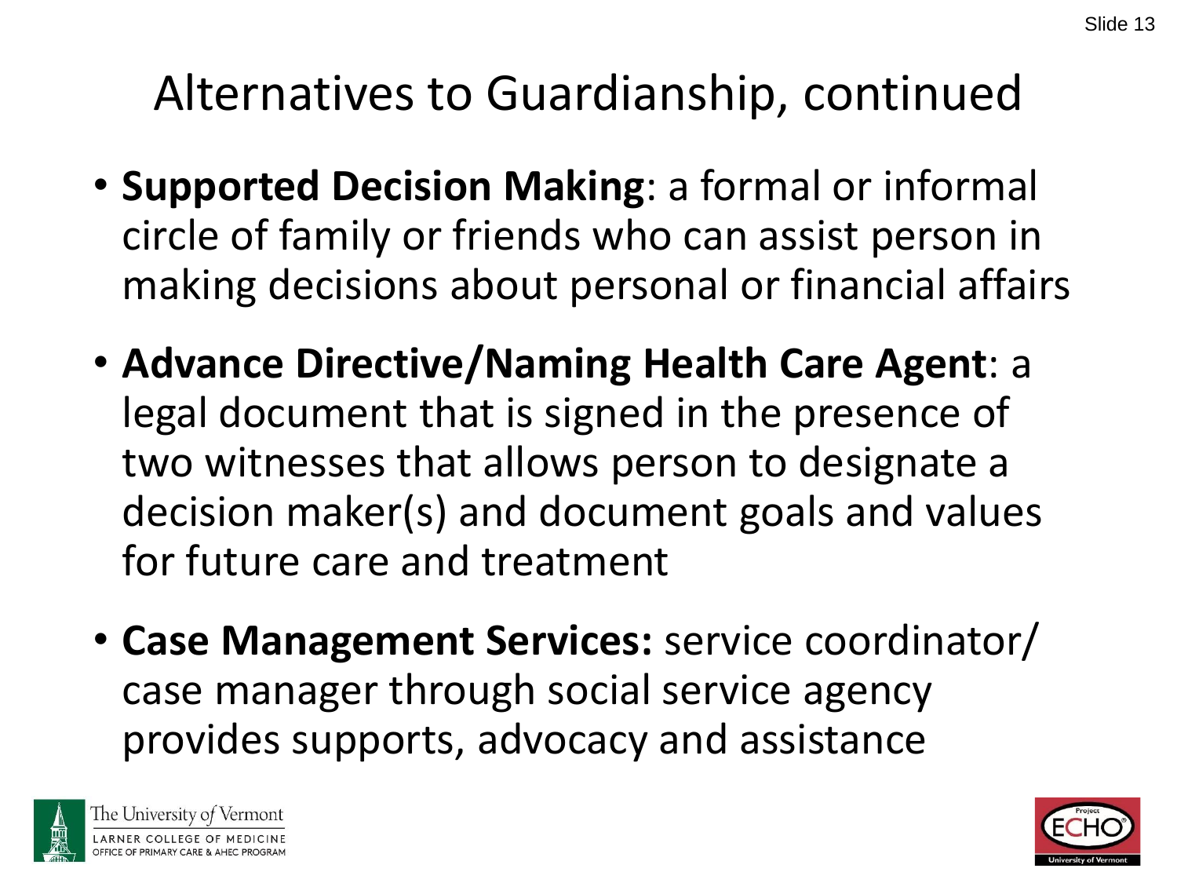# Alternatives to Guardianship, continued

- **Supported Decision Making**: a formal or informal circle of family or friends who can assist person in making decisions about personal or financial affairs
- **Advance Directive/Naming Health Care Agent**: a legal document that is signed in the presence of two witnesses that allows person to designate a decision maker(s) and document goals and values for future care and treatment
- **Case Management Services:** service coordinator/ case manager through social service agency provides supports, advocacy and assistance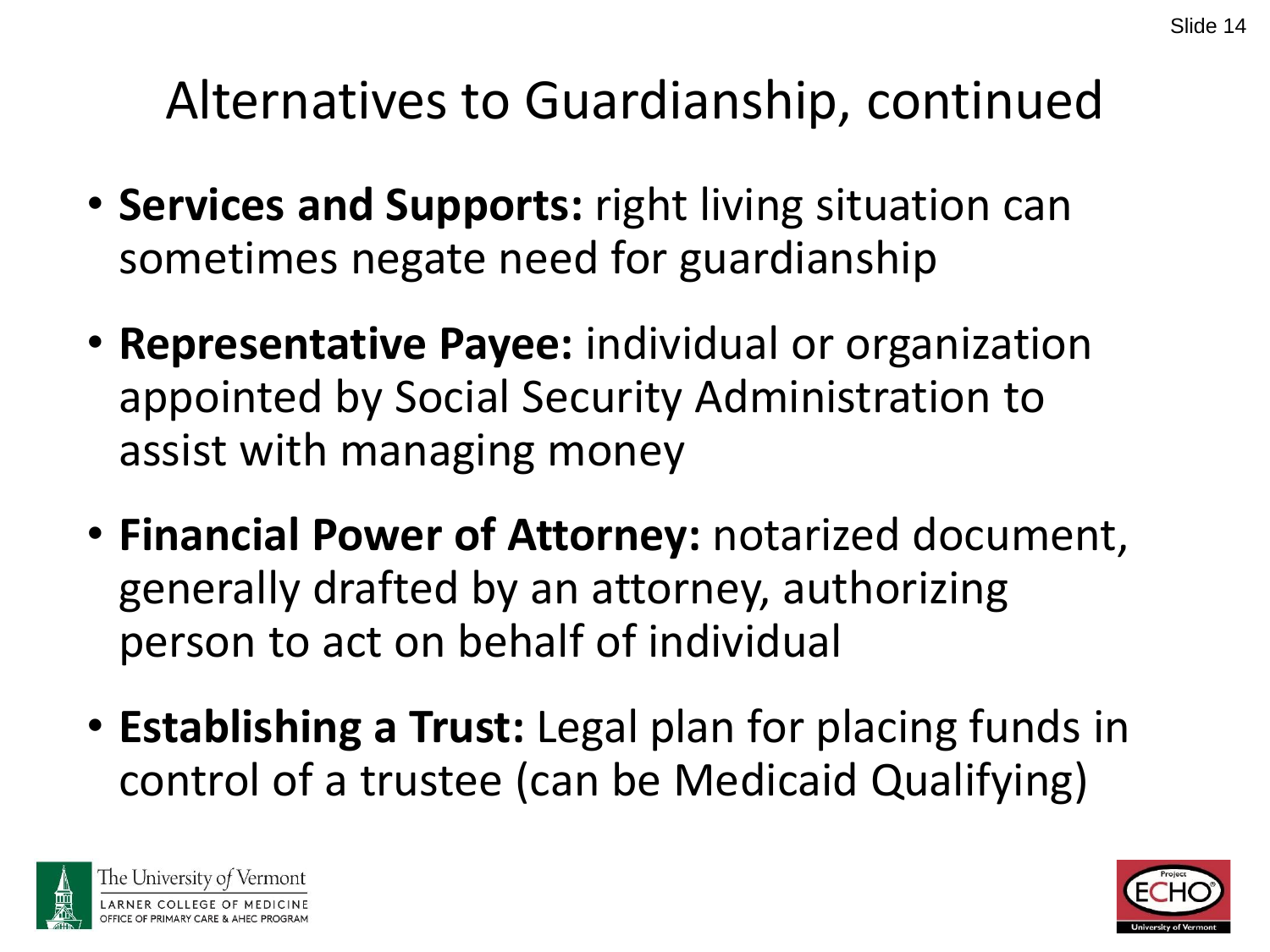# Alternatives to Guardianship, continued

- **Services and Supports:** right living situation can sometimes negate need for guardianship
- **Representative Payee:** individual or organization appointed by Social Security Administration to assist with managing money
- **Financial Power of Attorney:** notarized document, generally drafted by an attorney, authorizing person to act on behalf of individual
- **Establishing a Trust:** Legal plan for placing funds in control of a trustee (can be Medicaid Qualifying)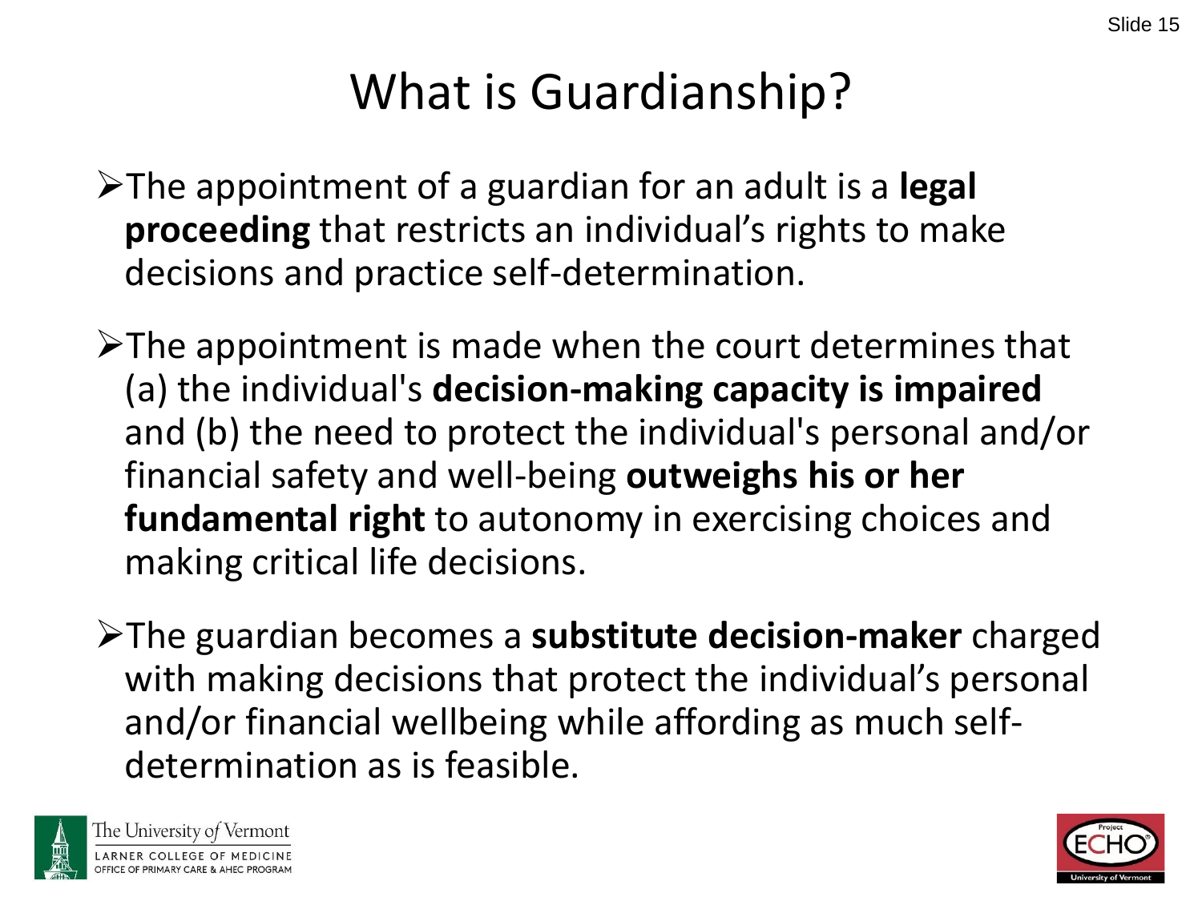# What is Guardianship?

- The appointment of a guardian for an adult is a **legal proceeding** that restricts an individual's rights to make decisions and practice self-determination.

- The appointment is made when the court determines that (a) the individual's **decision-making capacity is impaired** and (b) the need to protect the individual's personal and/or financial safety and well-being **outweighs his or her fundamental right** to autonomy in exercising choices and making critical life decisions.

- The guardian becomes a **substitute decision-maker** charged with making decisions that protect the individual's personal and/or financial wellbeing while affording as much self-determination as is feasible.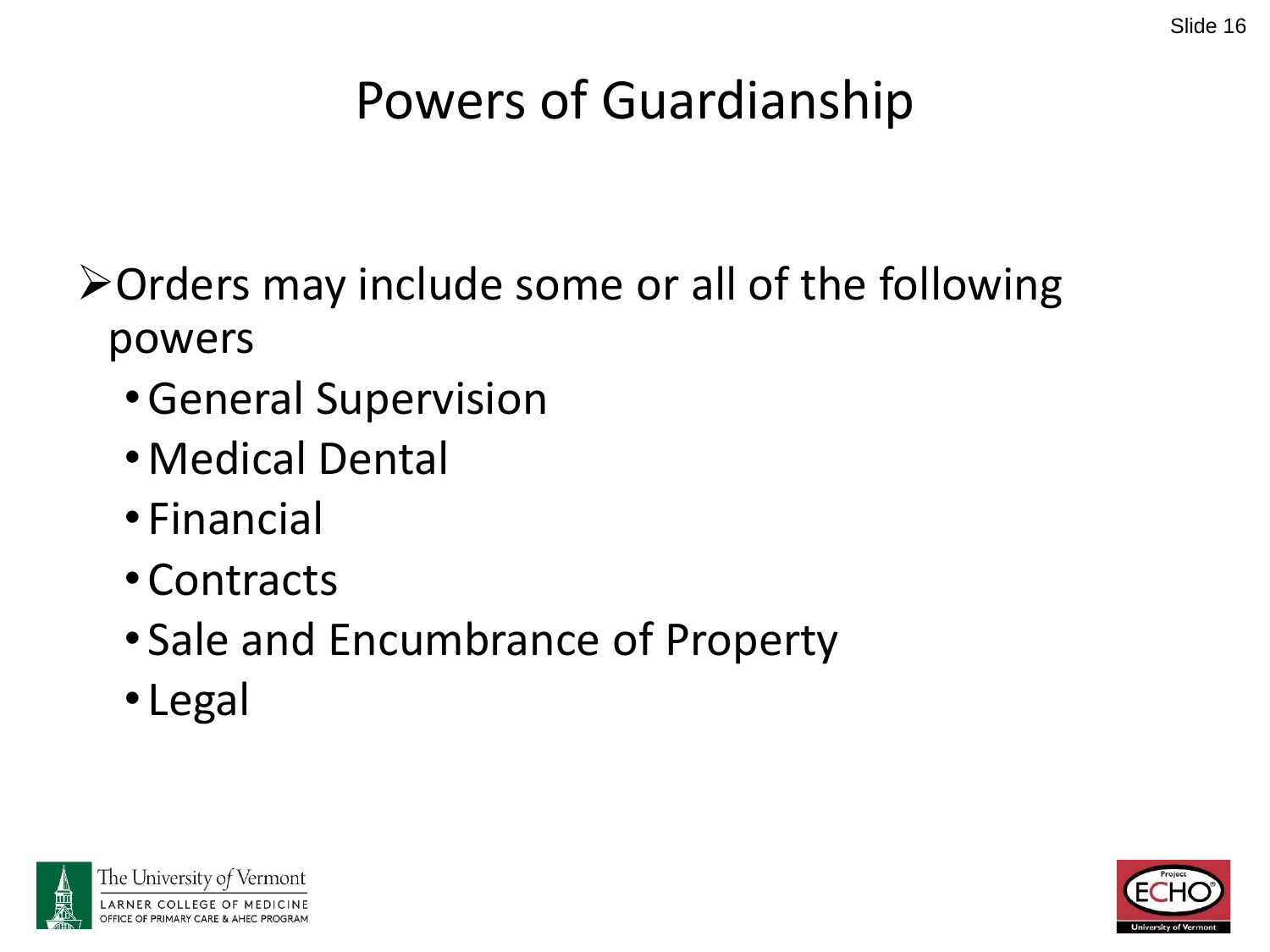# Powers of Guardianship

- Orders may include some or all of the following powers
  - General Supervision
  - Medical Dental
  - Financial
  - Contracts
  - Sale and Encumbrance of Property
  - Legal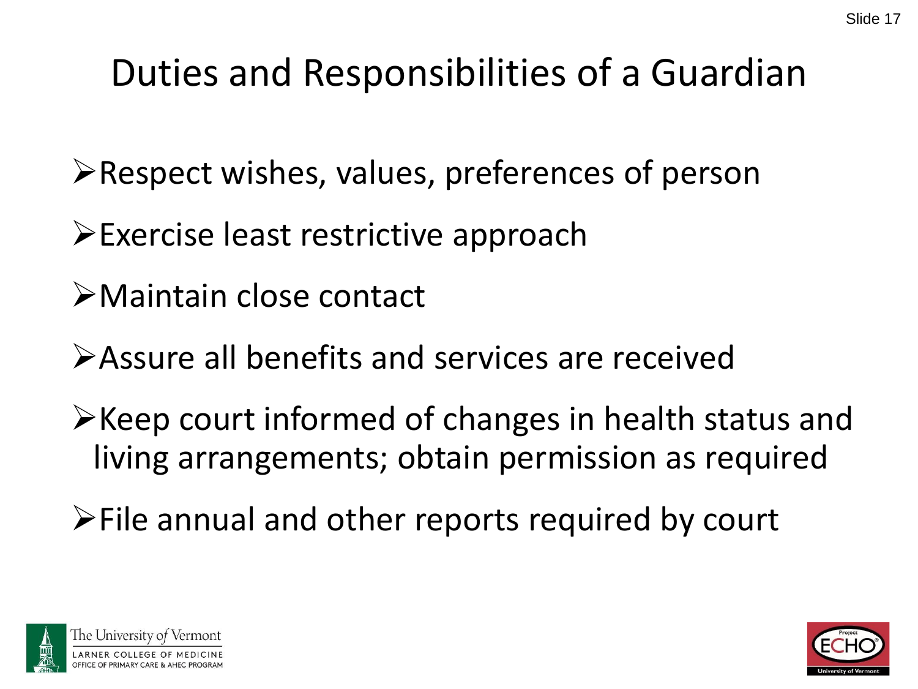# Duties and Responsibilities of a Guardian

- Respect wishes, values, preferences of person
- Exercise least restrictive approach
- Maintain close contact
- Assure all benefits and services are received
- Keep court informed of changes in health status and living arrangements; obtain permission as required
- File annual and other reports required by court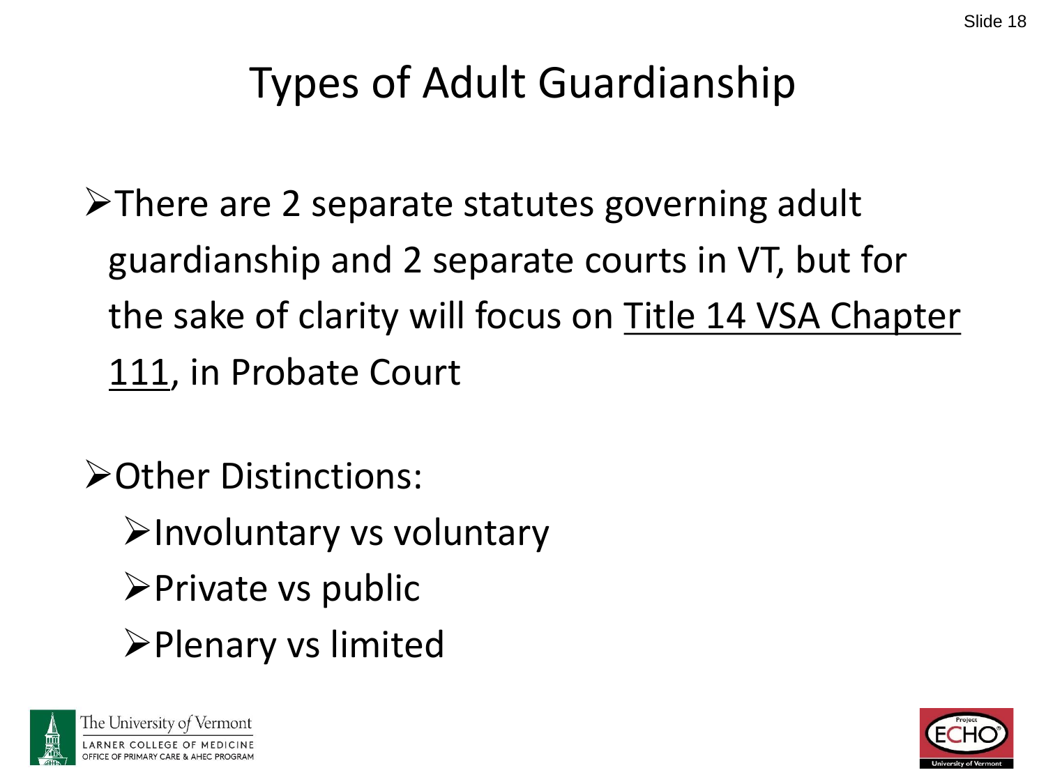# Types of Adult Guardianship

- There are 2 separate statutes governing adult guardianship and 2 separate courts in VT, but for the sake of clarity will focus on Title 14 VSA Chapter 111, in Probate Court
- Other Distinctions:
  - Involuntary vs voluntary
  - Private vs public
  - Plenary vs limited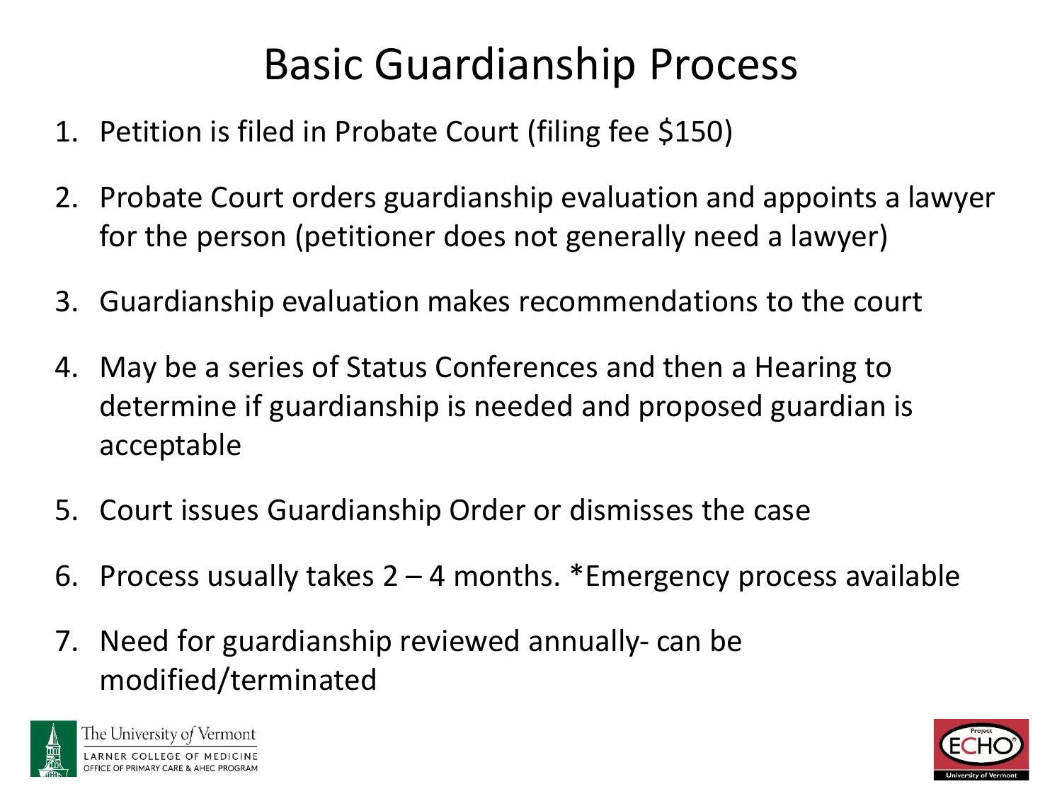# Basic Guardianship Process

1. Petition is filed in Probate Court (filing fee $150)
2. Probate Court orders guardianship evaluation and appoints a lawyer for the person (petitioner does not generally need a lawyer)
3. Guardianship evaluation makes recommendations to the court
4. May be a series of Status Conferences and then a Hearing to determine if guardianship is needed and proposed guardian is acceptable
5. Court issues Guardianship Order or dismisses the case
6. Process usually takes 2 – 4 months. *Emergency process available
7. Need for guardianship reviewed annually- can be modified/terminated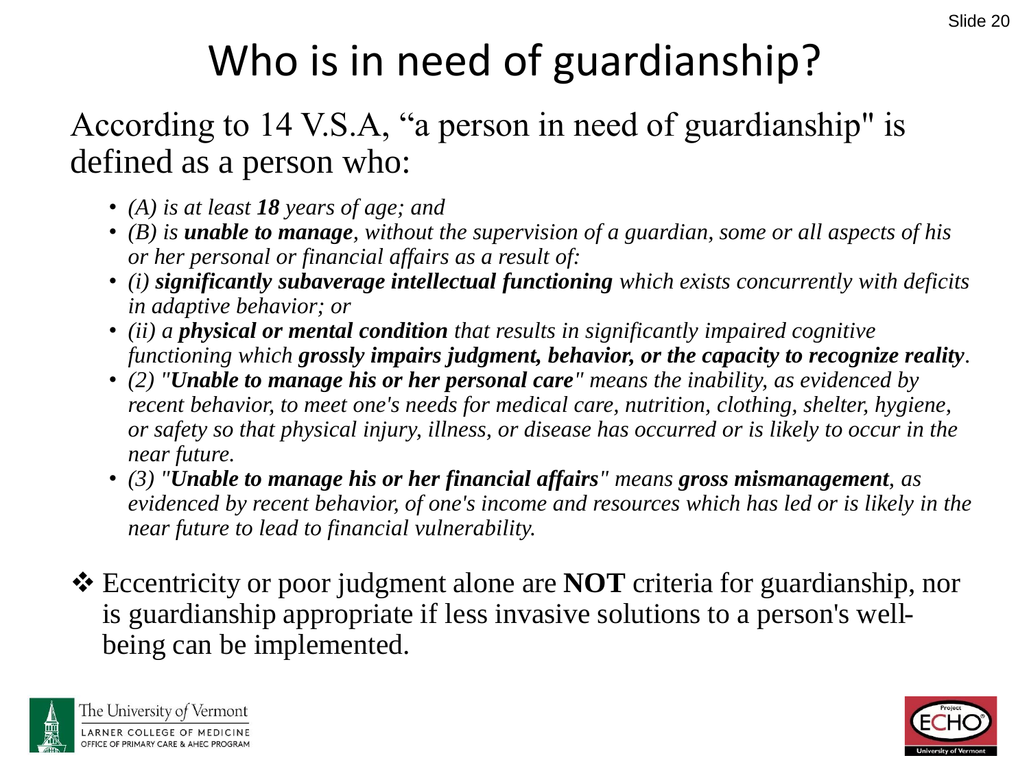# Who is in need of guardianship?

According to 14 V.S.A, "a person in need of guardianship" is defined as a person who:

- *(A) is at least **18** years of age; and*
- *(B) is **unable to manage**, without the supervision of a guardian, some or all aspects of his or her personal or financial affairs as a result of:*
- *(i) **significantly subaverage intellectual functioning** which exists concurrently with deficits in adaptive behavior; or*
- *(ii) a **physical or mental condition** that results in significantly impaired cognitive functioning which **grossly impairs judgment, behavior, or the capacity to recognize reality**.*
- *(2) "**Unable to manage his or her personal care**" means the inability, as evidenced by recent behavior, to meet one's needs for medical care, nutrition, clothing, shelter, hygiene, or safety so that physical injury, illness, or disease has occurred or is likely to occur in the near future.*
- *(3) "**Unable to manage his or her financial affairs**" means **gross mismanagement**, as evidenced by recent behavior, of one's income and resources which has led or is likely in the near future to lead to financial vulnerability.*

❖ Eccentricity or poor judgment alone are **NOT** criteria for guardianship, nor is guardianship appropriate if less invasive solutions to a person's well-being can be implemented.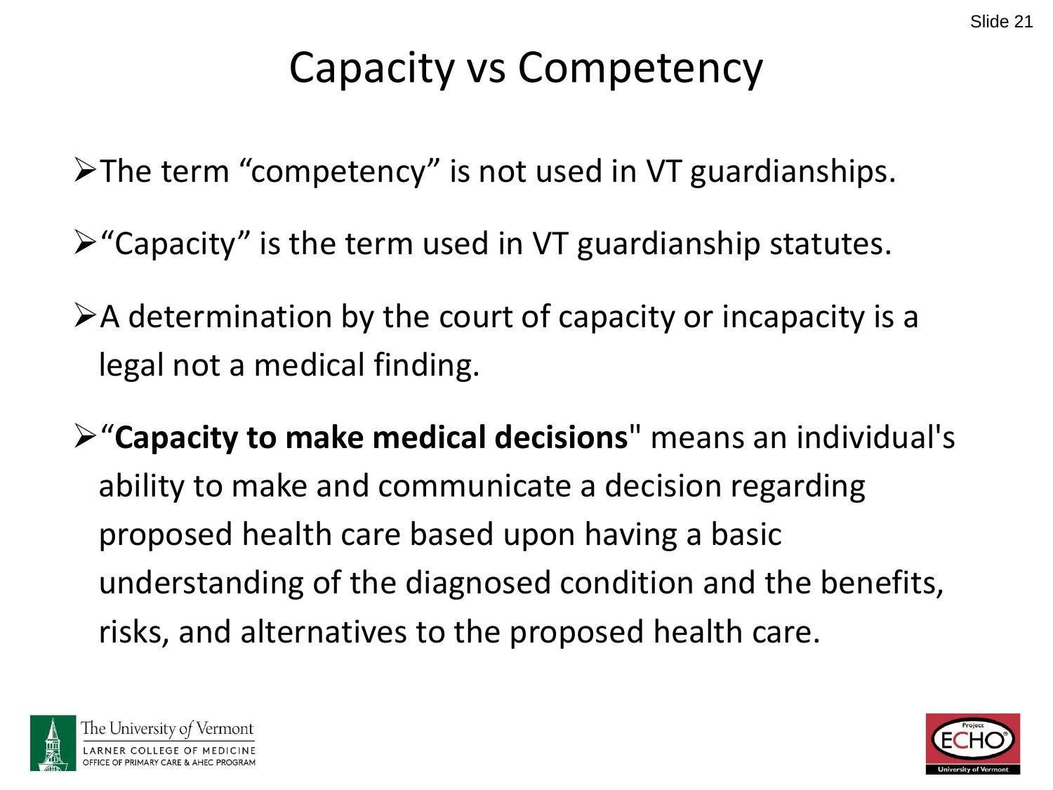# Capacity vs Competency

- The term "competency" is not used in VT guardianships.
- "Capacity" is the term used in VT guardianship statutes.
- A determination by the court of capacity or incapacity is a legal not a medical finding.
- "**Capacity to make medical decisions**" means an individual's ability to make and communicate a decision regarding proposed health care based upon having a basic understanding of the diagnosed condition and the benefits, risks, and alternatives to the proposed health care.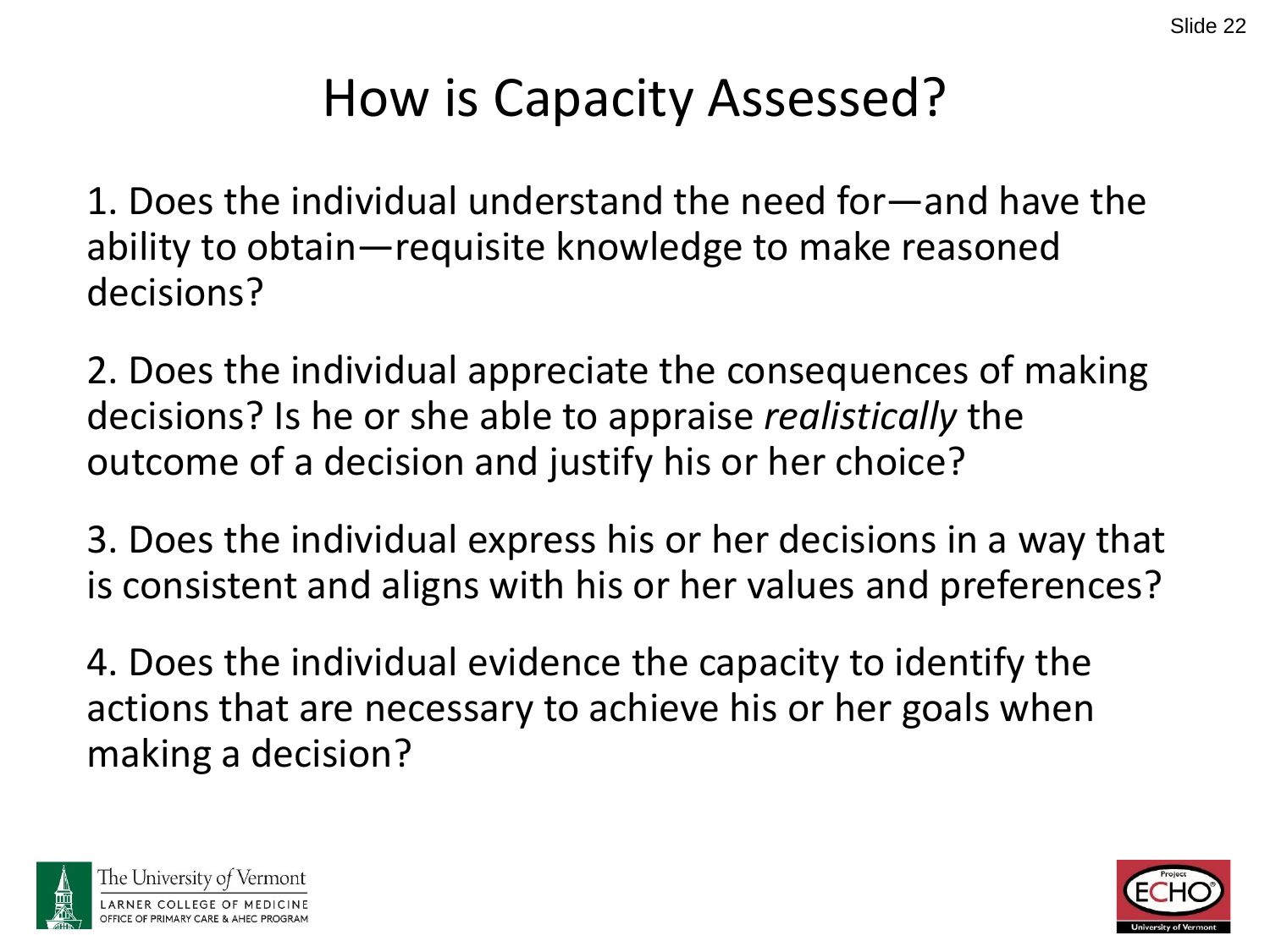# How is Capacity Assessed?

1. Does the individual understand the need for—and have the ability to obtain—requisite knowledge to make reasoned decisions?

2. Does the individual appreciate the consequences of making decisions? Is he or she able to appraise *realistically* the outcome of a decision and justify his or her choice?

3. Does the individual express his or her decisions in a way that is consistent and aligns with his or her values and preferences?

4. Does the individual evidence the capacity to identify the actions that are necessary to achieve his or her goals when making a decision?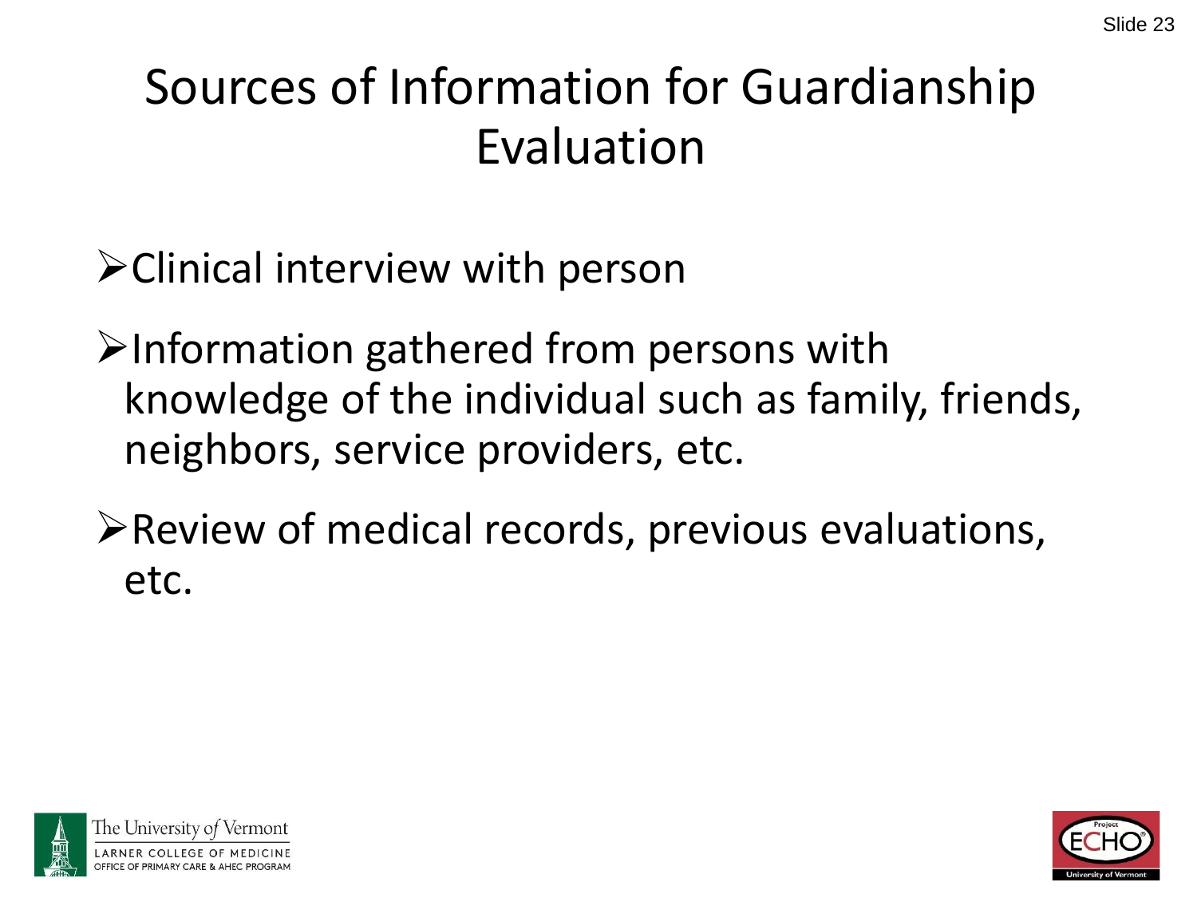# Sources of Information for Guardianship Evaluation

- Clinical interview with person
- Information gathered from persons with knowledge of the individual such as family, friends, neighbors, service providers, etc.
- Review of medical records, previous evaluations, etc.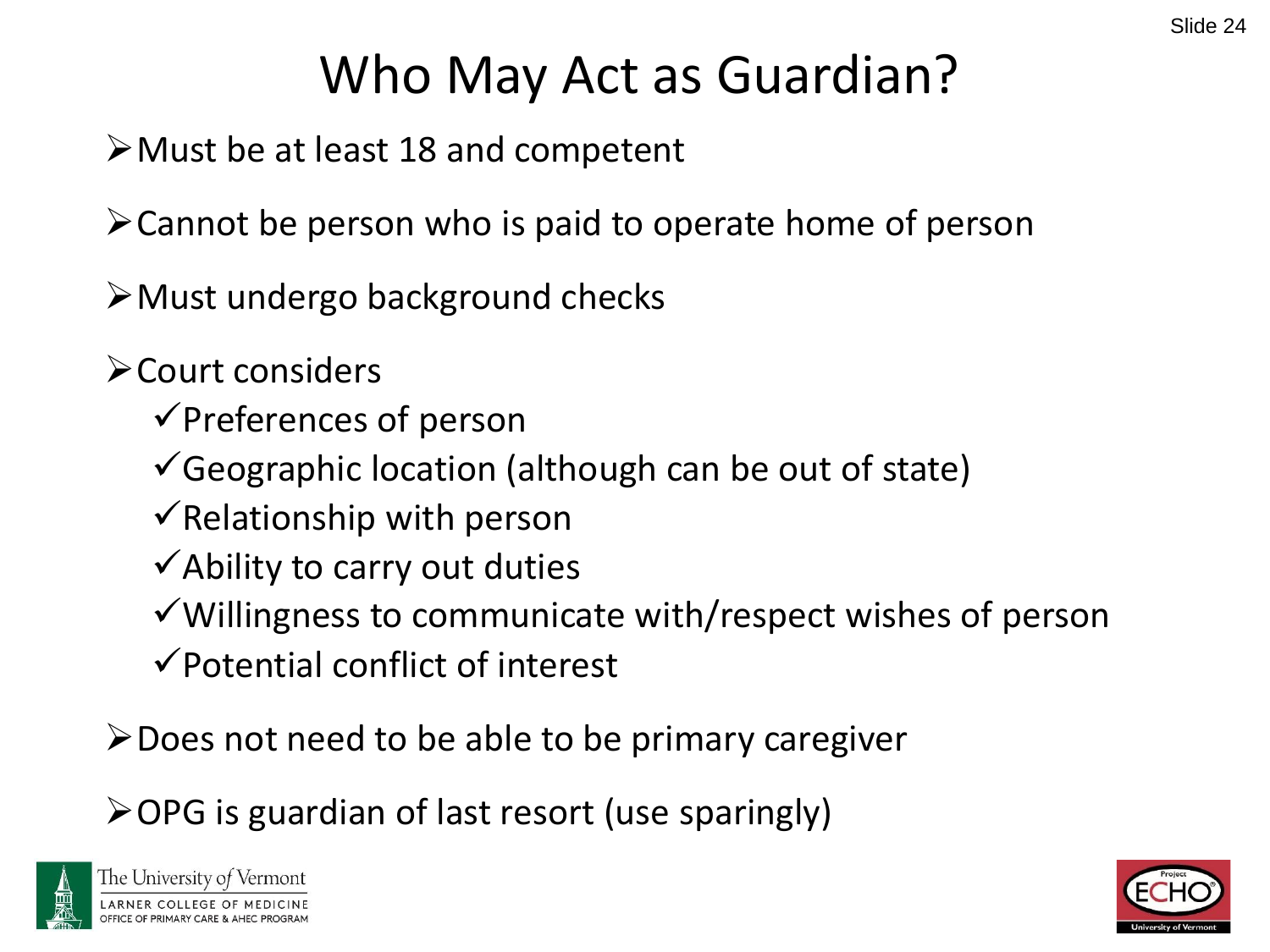# Who May Act as Guardian?

- Must be at least 18 and competent
- Cannot be person who is paid to operate home of person
- Must undergo background checks
- Court considers
  - Preferences of person
  - Geographic location (although can be out of state)
  - Relationship with person
  - Ability to carry out duties
  - Willingness to communicate with/respect wishes of person
  - Potential conflict of interest
- Does not need to be able to be primary caregiver
- OPG is guardian of last resort (use sparingly)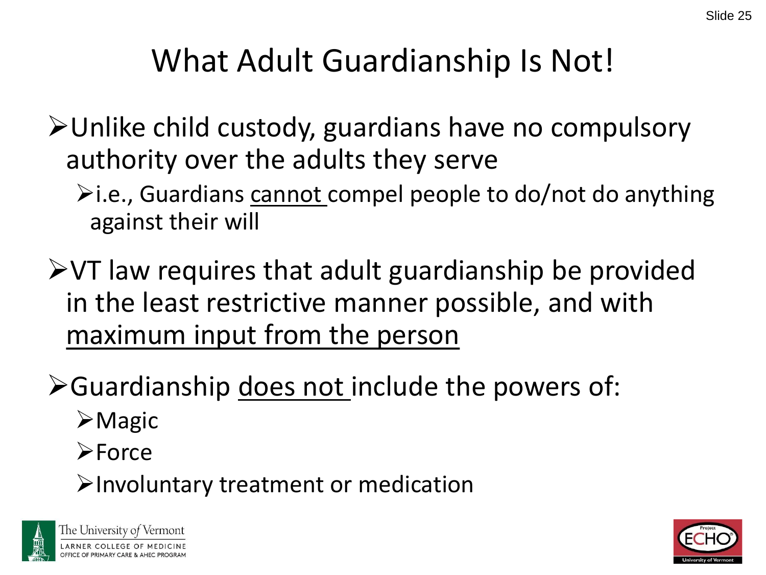# What Adult Guardianship Is Not!

- Unlike child custody, guardians have no compulsory authority over the adults they serve
  - i.e., Guardians <u>cannot</u> compel people to do/not do anything against their will
- VT law requires that adult guardianship be provided in the least restrictive manner possible, and with <u>maximum input from the person</u>
- Guardianship <u>does not</u> include the powers of:
  - Magic
  - Force
  - Involuntary treatment or medication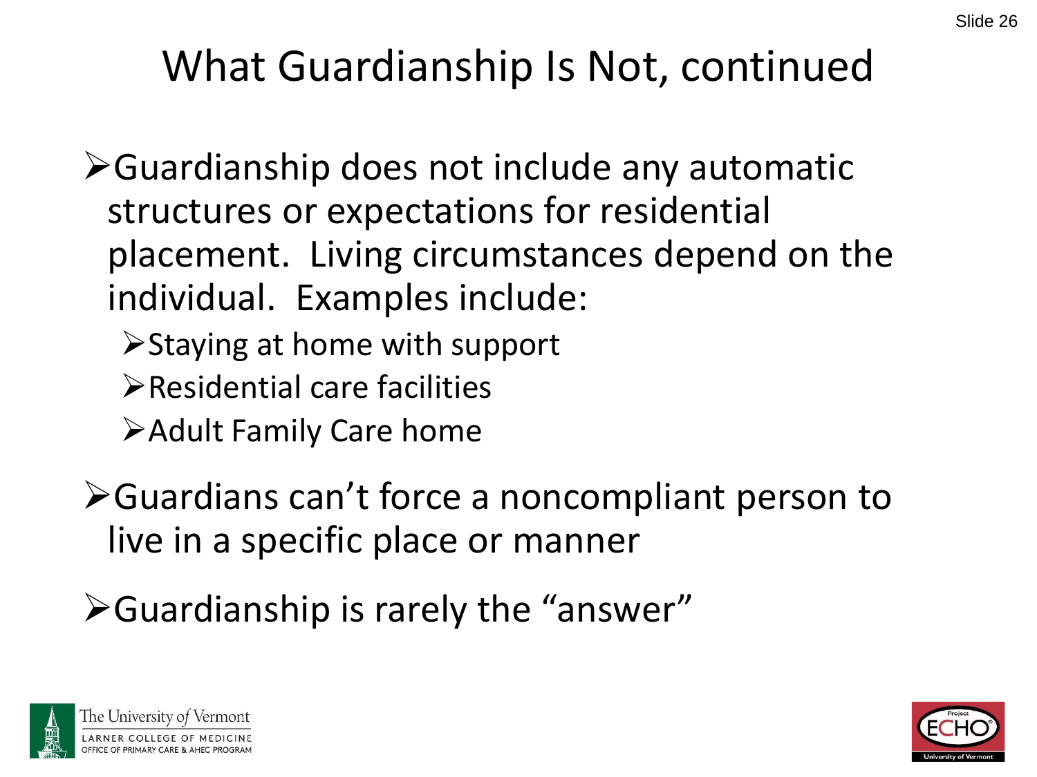# What Guardianship Is Not, continued

- Guardianship does not include any automatic structures or expectations for residential placement. Living circumstances depend on the individual. Examples include:
  - Staying at home with support
  - Residential care facilities
  - Adult Family Care home
- Guardians can't force a noncompliant person to live in a specific place or manner
- Guardianship is rarely the "answer"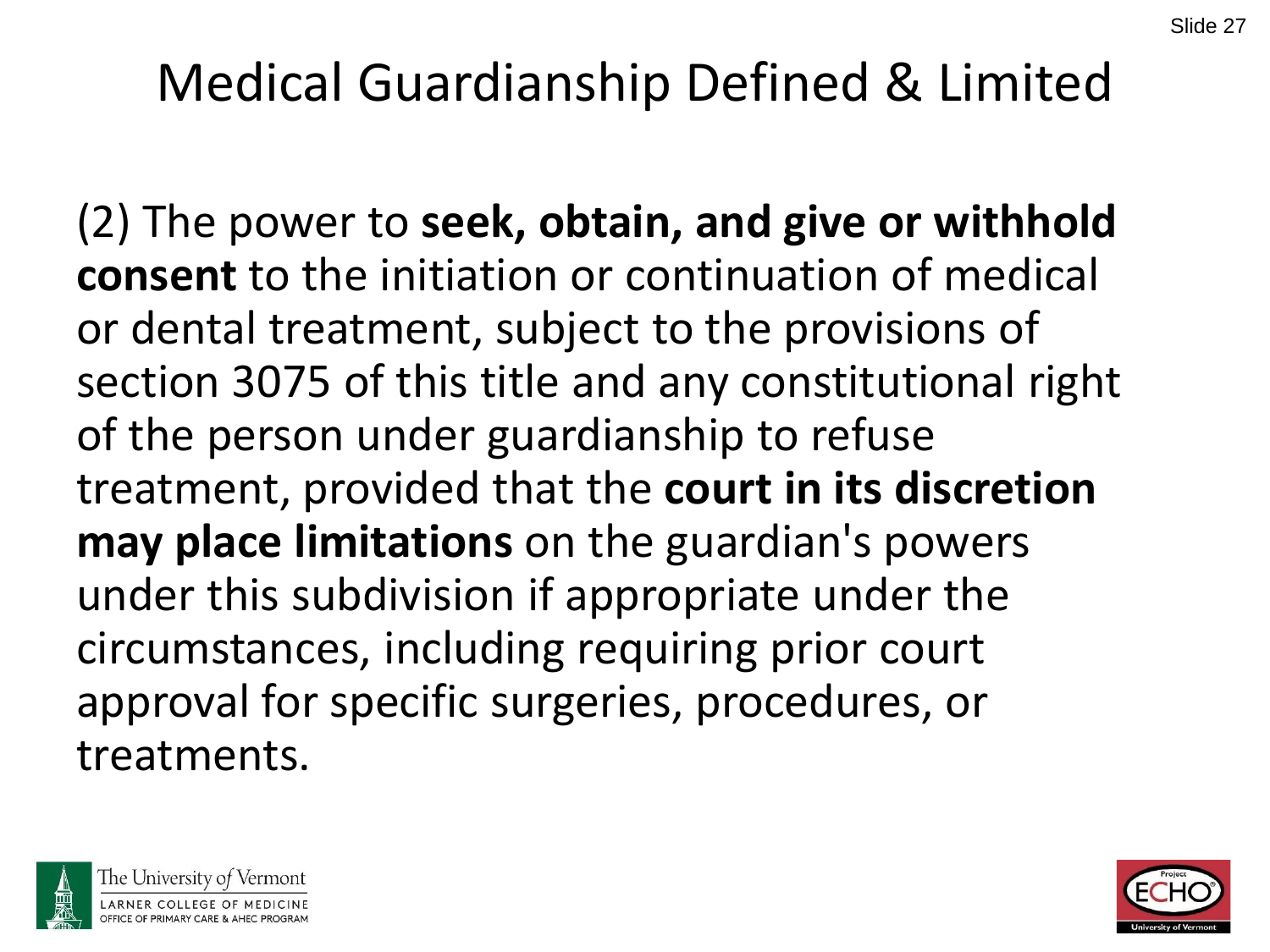# Medical Guardianship Defined & Limited

(2) The power to **seek, obtain, and give or withhold consent** to the initiation or continuation of medical or dental treatment, subject to the provisions of section 3075 of this title and any constitutional right of the person under guardianship to refuse treatment, provided that the **court in its discretion may place limitations** on the guardian's powers under this subdivision if appropriate under the circumstances, including requiring prior court approval for specific surgeries, procedures, or treatments.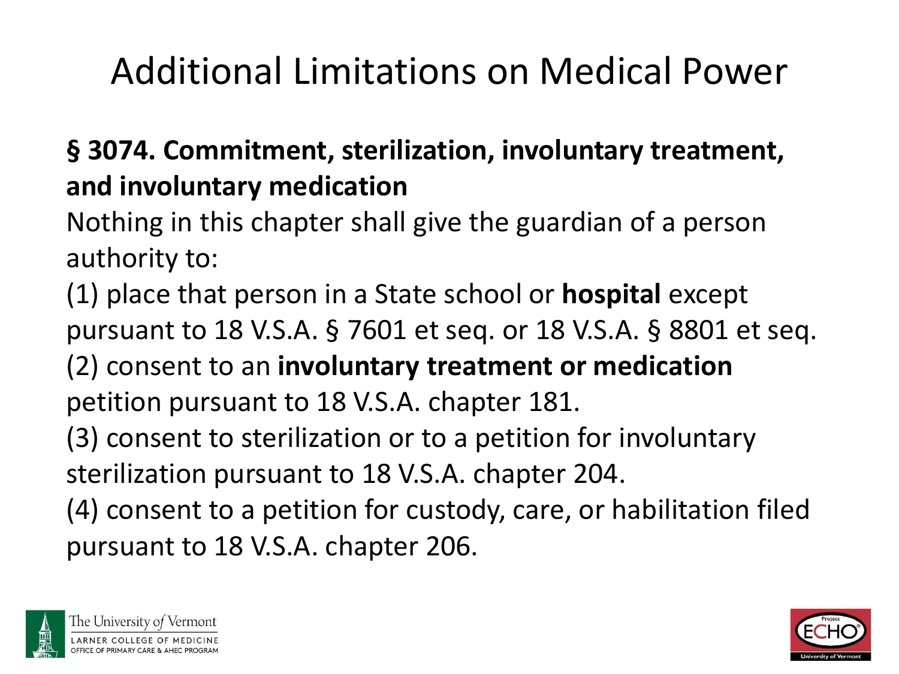# Additional Limitations on Medical Power

**§ 3074. Commitment, sterilization, involuntary treatment, and involuntary medication**

Nothing in this chapter shall give the guardian of a person authority to:

(1) place that person in a State school or **hospital** except pursuant to 18 V.S.A. § 7601 et seq. or 18 V.S.A. § 8801 et seq.

(2) consent to an **involuntary treatment or medication** petition pursuant to 18 V.S.A. chapter 181.

(3) consent to sterilization or to a petition for involuntary sterilization pursuant to 18 V.S.A. chapter 204.

(4) consent to a petition for custody, care, or habilitation filed pursuant to 18 V.S.A. chapter 206.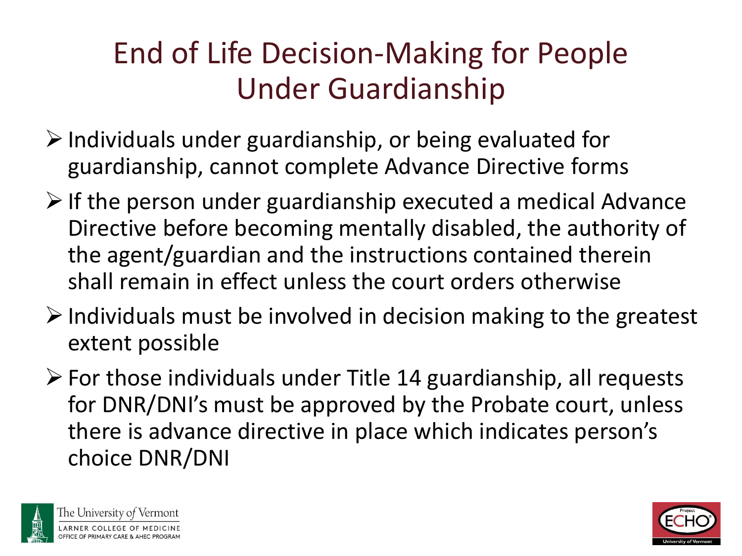# End of Life Decision-Making for People Under Guardianship

- Individuals under guardianship, or being evaluated for guardianship, cannot complete Advance Directive forms
- If the person under guardianship executed a medical Advance Directive before becoming mentally disabled, the authority of the agent/guardian and the instructions contained therein shall remain in effect unless the court orders otherwise
- Individuals must be involved in decision making to the greatest extent possible
- For those individuals under Title 14 guardianship, all requests for DNR/DNI's must be approved by the Probate court, unless there is advance directive in place which indicates person's choice DNR/DNI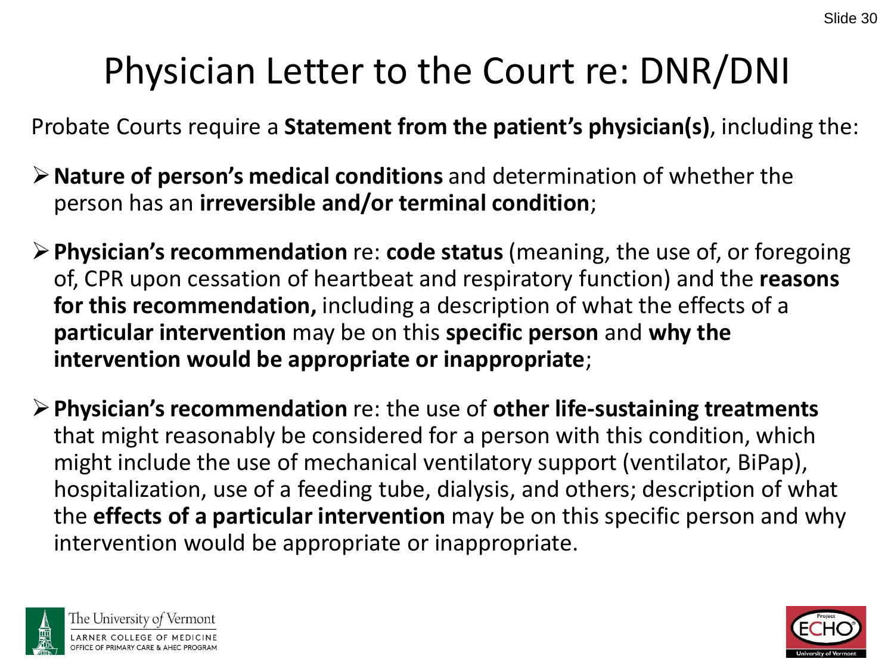# Physician Letter to the Court re: DNR/DNI

Probate Courts require a **Statement from the patient's physician(s)**, including the:

- **Nature of person's medical conditions** and determination of whether the person has an **irreversible and/or terminal condition**;
- **Physician's recommendation** re: **code status** (meaning, the use of, or foregoing of, CPR upon cessation of heartbeat and respiratory function) and the **reasons for this recommendation,** including a description of what the effects of a **particular intervention** may be on this **specific person** and **why the intervention would be appropriate or inappropriate**;
- **Physician's recommendation** re: the use of **other life-sustaining treatments** that might reasonably be considered for a person with this condition, which might include the use of mechanical ventilatory support (ventilator, BiPap), hospitalization, use of a feeding tube, dialysis, and others; description of what the **effects of a particular intervention** may be on this specific person and why intervention would be appropriate or inappropriate.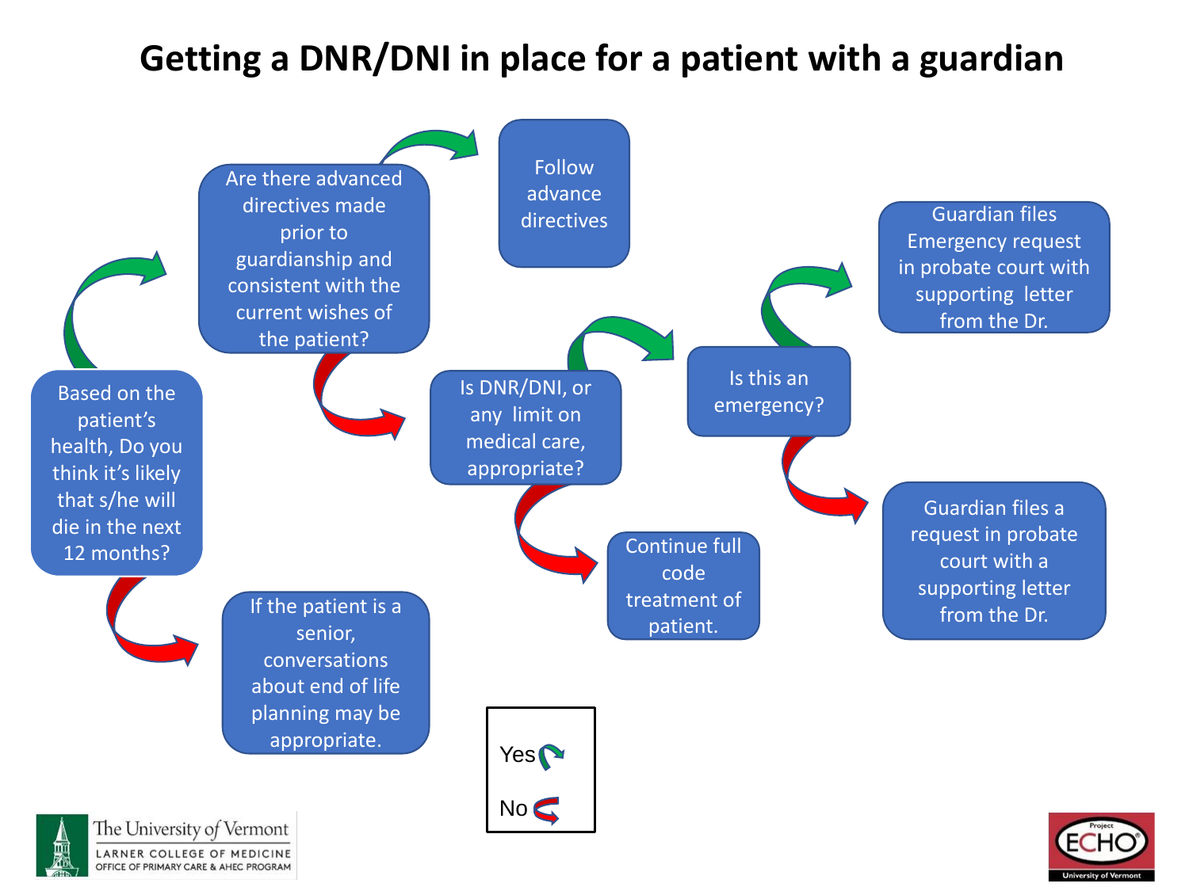# Getting a DNR/DNI in place for a patient with a guardian

Based on the patient's health, Do you think it's likely that s/he will die in the next 12 months?

Are there advanced directives made prior to guardianship and consistent with the current wishes of the patient?

Follow advance directives

If the patient is a senior, conversations about end of life planning may be appropriate.

Is DNR/DNI, or any limit on medical care, appropriate?

Continue full code treatment of patient.

Is this an emergency?

Guardian files Emergency request in probate court with supporting letter from the Dr.

Guardian files a request in probate court with a supporting letter from the Dr.

Yes

No

The University of Vermont
LARNER COLLEGE OF MEDICINE
OFFICE OF PRIMARY CARE & AHEC PROGRAM

Project ECHO
University of Vermont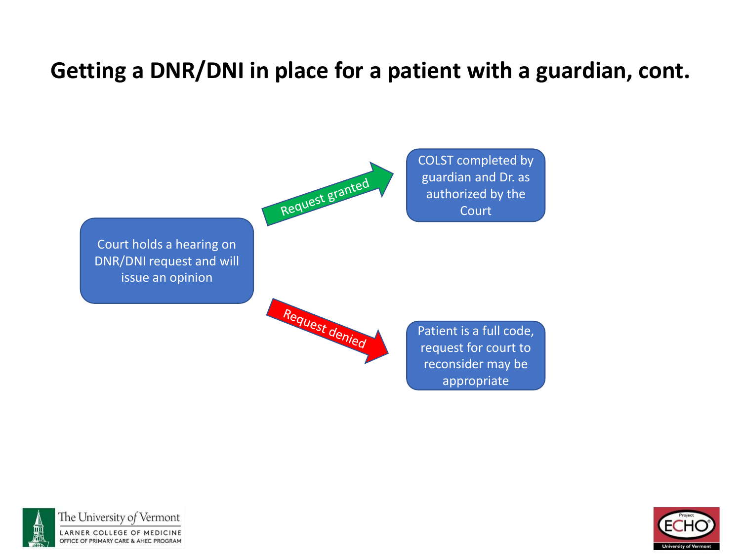# Getting a DNR/DNI in place for a patient with a guardian, cont.

Court holds a hearing on DNR/DNI request and will issue an opinion

Request granted → COLST completed by guardian and Dr. as authorized by the Court

Request denied → Patient is a full code, request for court to reconsider may be appropriate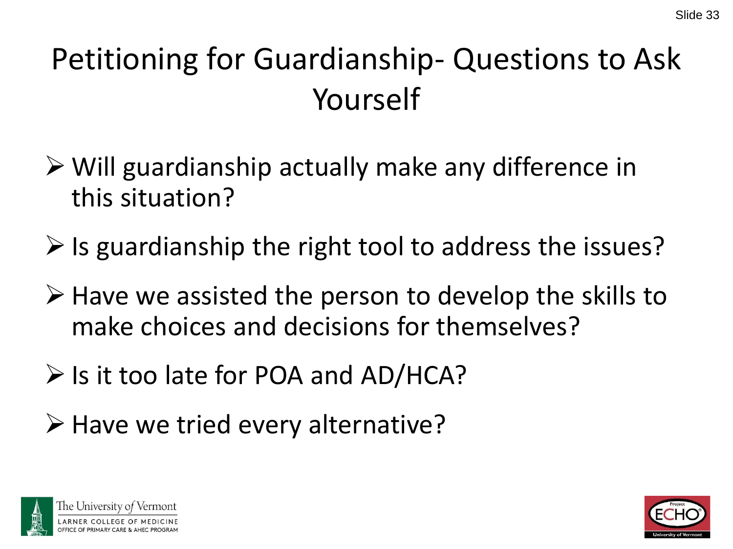# Petitioning for Guardianship- Questions to Ask Yourself

- Will guardianship actually make any difference in this situation?
- Is guardianship the right tool to address the issues?
- Have we assisted the person to develop the skills to make choices and decisions for themselves?
- Is it too late for POA and AD/HCA?
- Have we tried every alternative?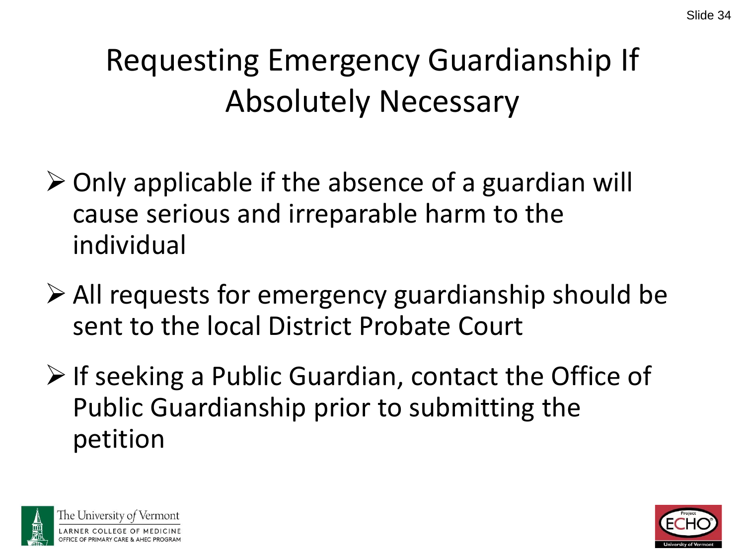# Requesting Emergency Guardianship If Absolutely Necessary

- Only applicable if the absence of a guardian will cause serious and irreparable harm to the individual
- All requests for emergency guardianship should be sent to the local District Probate Court
- If seeking a Public Guardian, contact the Office of Public Guardianship prior to submitting the petition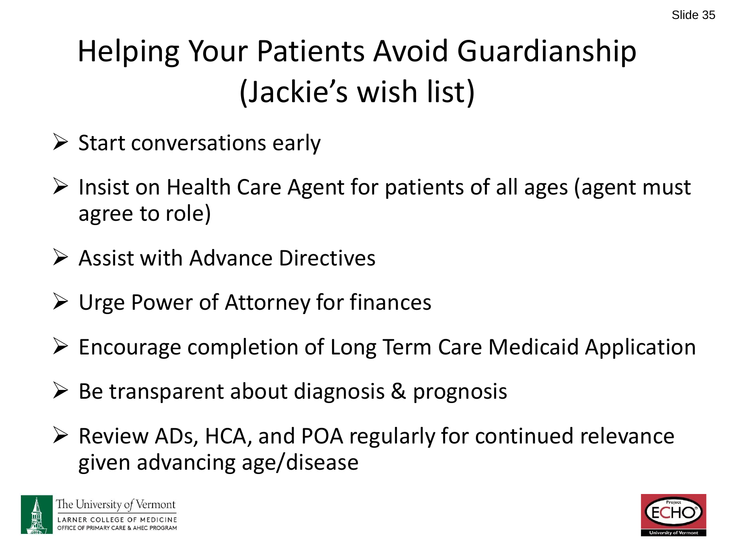# Helping Your Patients Avoid Guardianship (Jackie's wish list)

- Start conversations early
- Insist on Health Care Agent for patients of all ages (agent must agree to role)
- Assist with Advance Directives
- Urge Power of Attorney for finances
- Encourage completion of Long Term Care Medicaid Application
- Be transparent about diagnosis & prognosis
- Review ADs, HCA, and POA regularly for continued relevance given advancing age/disease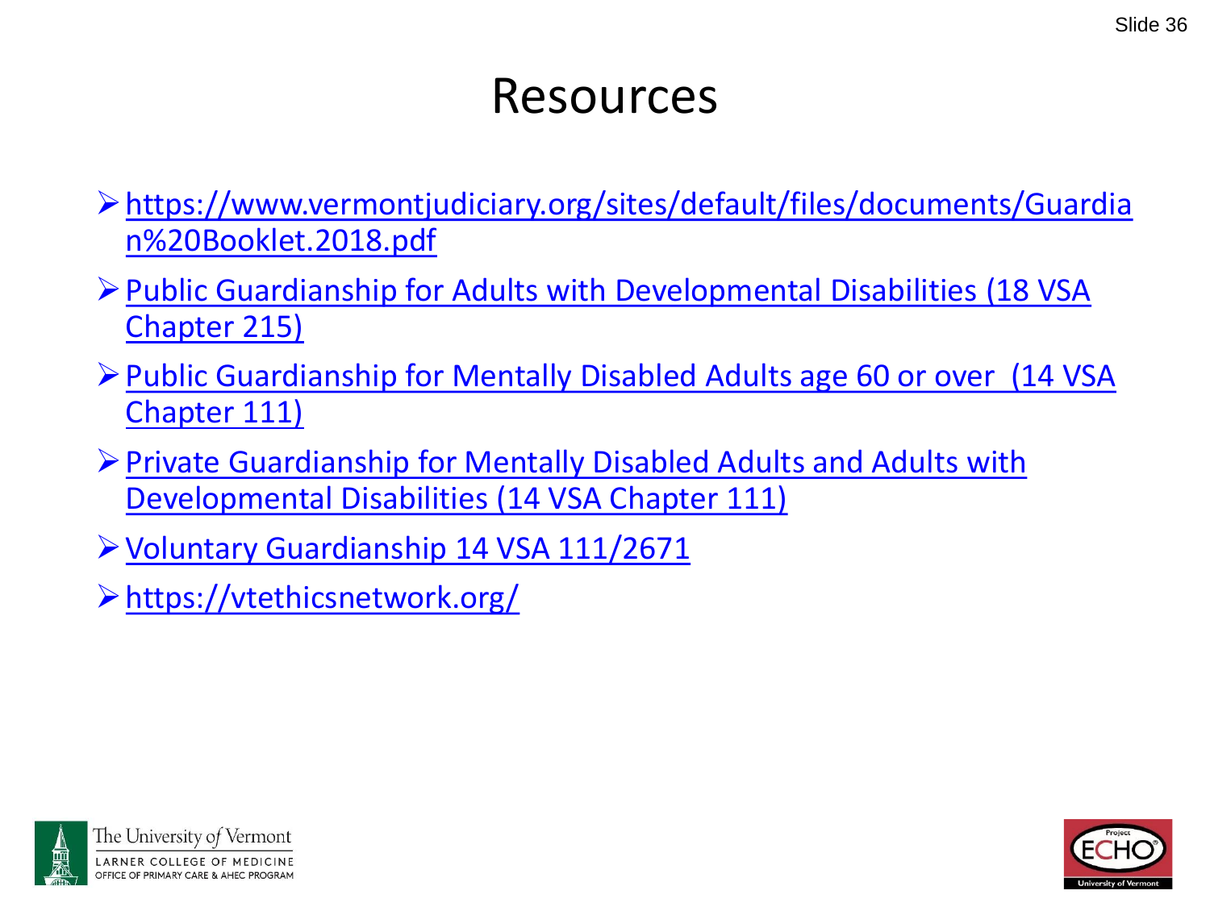# Resources

- https://www.vermontjudiciary.org/sites/default/files/documents/Guardian%20Booklet.2018.pdf
- Public Guardianship for Adults with Developmental Disabilities (18 VSA Chapter 215)
- Public Guardianship for Mentally Disabled Adults age 60 or over (14 VSA Chapter 111)
- Private Guardianship for Mentally Disabled Adults and Adults with Developmental Disabilities (14 VSA Chapter 111)
- Voluntary Guardianship 14 VSA 111/2671
- https://vtethicsnetwork.org/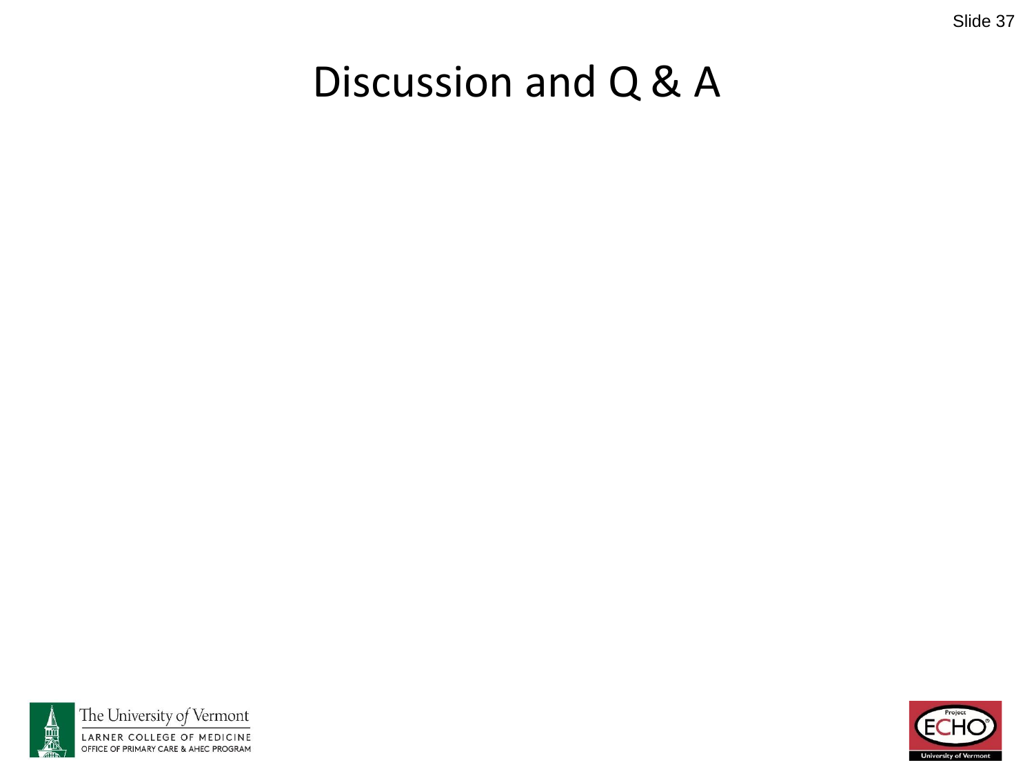# Discussion and Q & A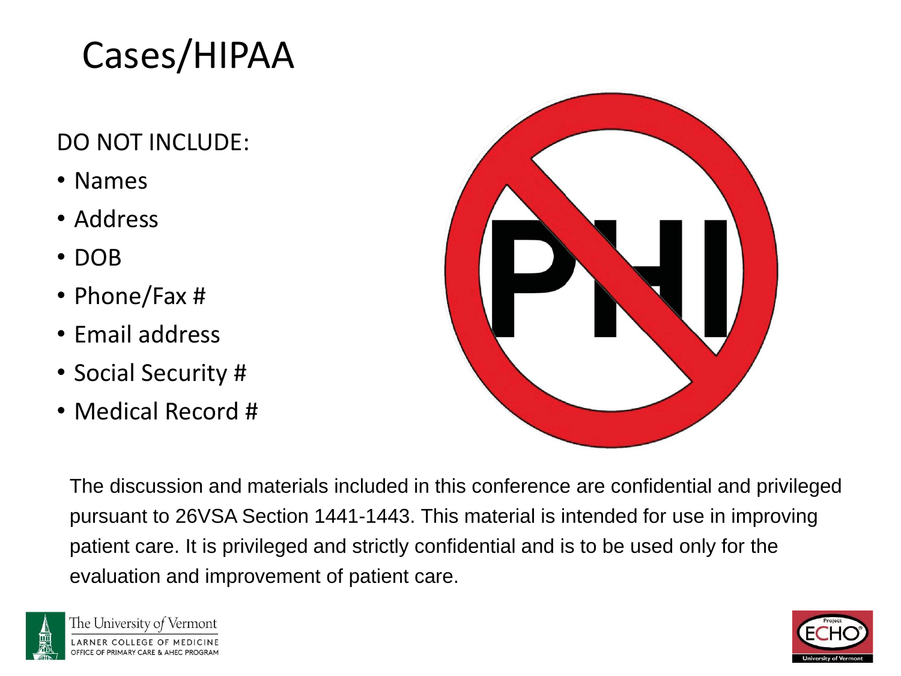# Cases/HIPAA

DO NOT INCLUDE:

- Names
- Address
- DOB
- Phone/Fax #
- Email address
- Social Security #
- Medical Record #

The discussion and materials included in this conference are confidential and privileged pursuant to 26VSA Section 1441-1443. This material is intended for use in improving patient care. It is privileged and strictly confidential and is to be used only for the evaluation and improvement of patient care.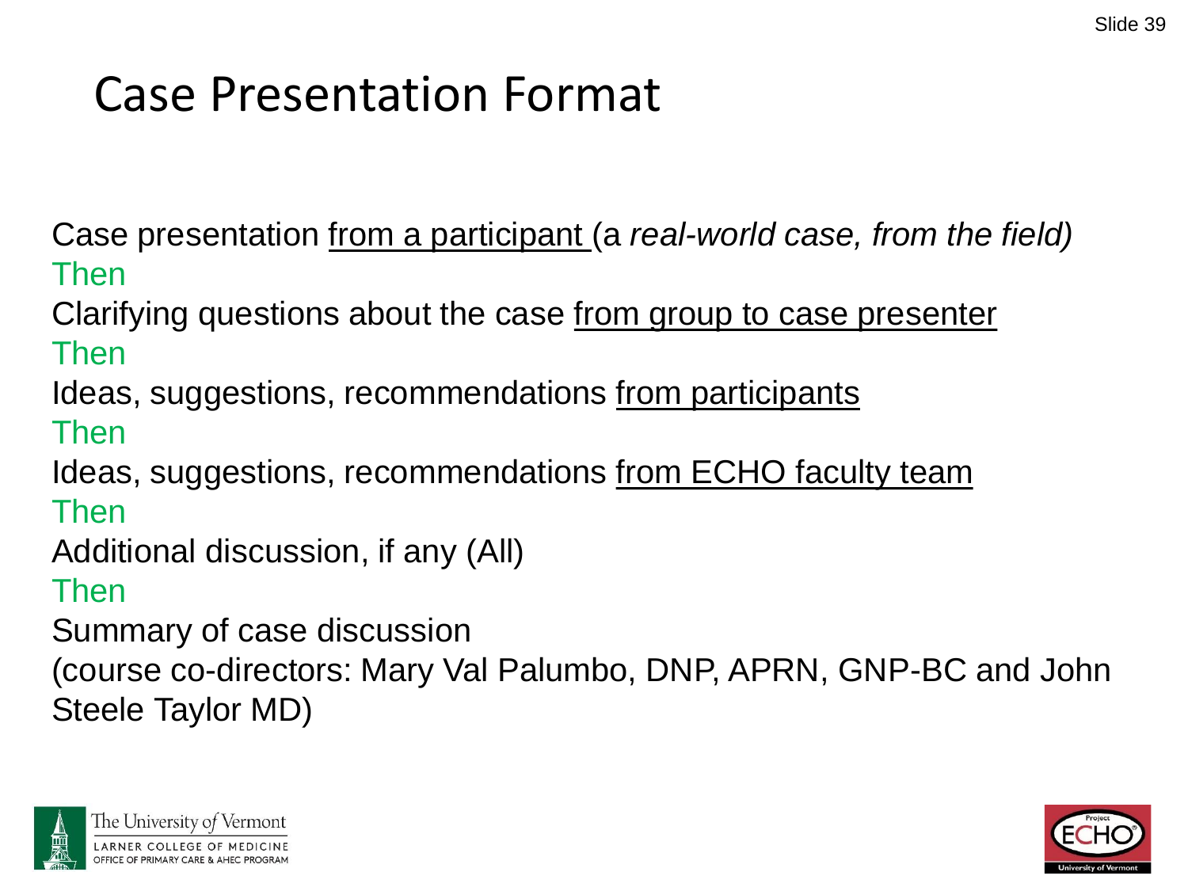# Case Presentation Format

Case presentation <u>from a participant</u> (a *real-world case, from the field)*

Then

Clarifying questions about the case <u>from group to case presenter</u>

Then

Ideas, suggestions, recommendations <u>from participants</u>

Then

Ideas, suggestions, recommendations <u>from ECHO faculty team</u>

Then

Additional discussion, if any (All)

Then

Summary of case discussion
(course co-directors: Mary Val Palumbo, DNP, APRN, GNP-BC and John Steele Taylor MD)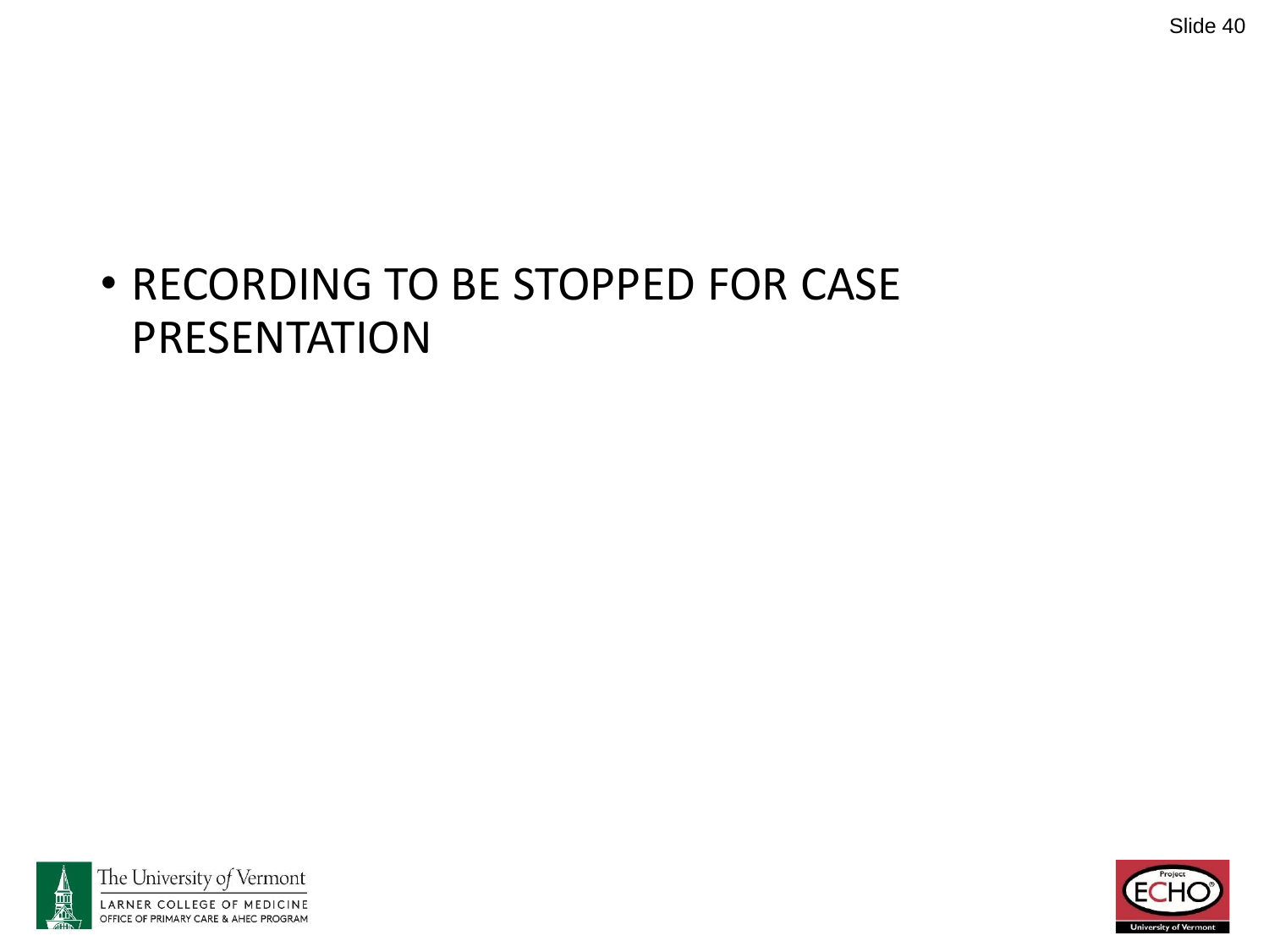- RECORDING TO BE STOPPED FOR CASE PRESENTATION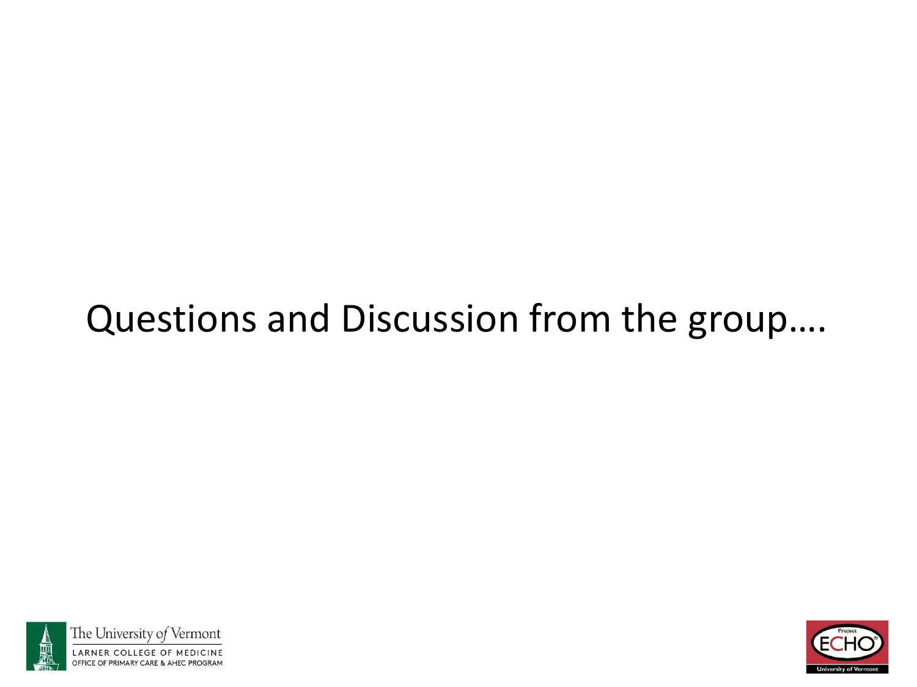Questions and Discussion from the group….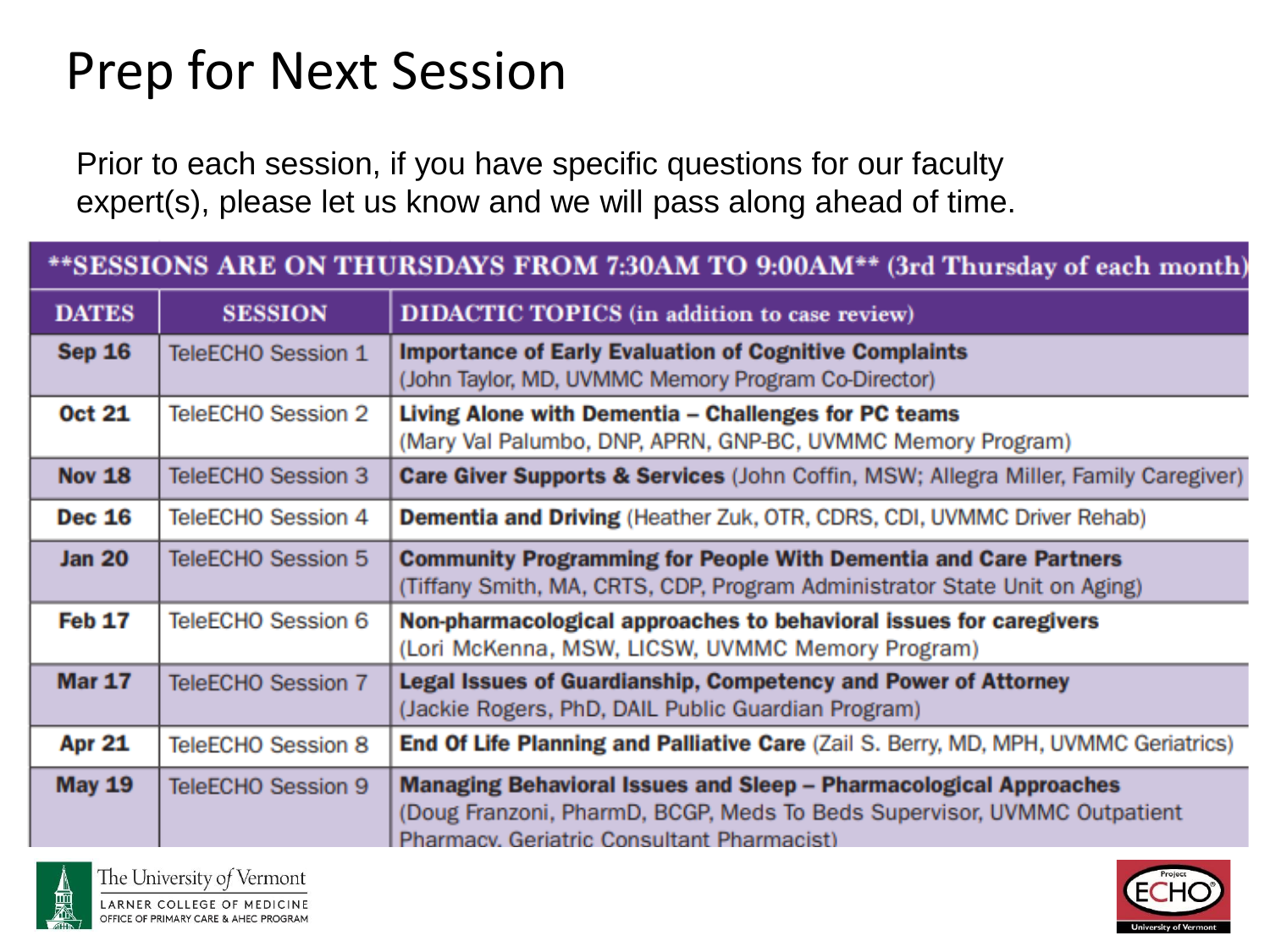# Prep for Next Session

Prior to each session, if you have specific questions for our faculty expert(s), please let us know and we will pass along ahead of time.

| **SESSIONS ARE ON THURSDAYS FROM 7:30AM TO 9:00AM** (3rd Thursday of each month) | | |
|---|---|---|
| **DATES** | **SESSION** | **DIDACTIC TOPICS** (in addition to case review) |
| **Sep 16** | TeleECHO Session 1 | **Importance of Early Evaluation of Cognitive Complaints** (John Taylor, MD, UVMMC Memory Program Co-Director) |
| **Oct 21** | TeleECHO Session 2 | **Living Alone with Dementia – Challenges for PC teams** (Mary Val Palumbo, DNP, APRN, GNP-BC, UVMMC Memory Program) |
| **Nov 18** | TeleECHO Session 3 | **Care Giver Supports & Services** (John Coffin, MSW; Allegra Miller, Family Caregiver) |
| **Dec 16** | TeleECHO Session 4 | **Dementia and Driving** (Heather Zuk, OTR, CDRS, CDI, UVMMC Driver Rehab) |
| **Jan 20** | TeleECHO Session 5 | **Community Programming for People With Dementia and Care Partners** (Tiffany Smith, MA, CRTS, CDP, Program Administrator State Unit on Aging) |
| **Feb 17** | TeleECHO Session 6 | **Non-pharmacological approaches to behavioral issues for caregivers** (Lori McKenna, MSW, LICSW, UVMMC Memory Program) |
| **Mar 17** | TeleECHO Session 7 | **Legal Issues of Guardianship, Competency and Power of Attorney** (Jackie Rogers, PhD, DAIL Public Guardian Program) |
| **Apr 21** | TeleECHO Session 8 | **End Of Life Planning and Palliative Care** (Zail S. Berry, MD, MPH, UVMMC Geriatrics) |
| **May 19** | TeleECHO Session 9 | **Managing Behavioral Issues and Sleep – Pharmacological Approaches** (Doug Franzoni, PharmD, BCGP, Meds To Beds Supervisor, UVMMC Outpatient Pharmacy, Geriatric Consultant Pharmacist) |

The University of Vermont
LARNER COLLEGE OF MEDICINE
OFFICE OF PRIMARY CARE & AHEC PROGRAM

Project ECHO
University of Vermont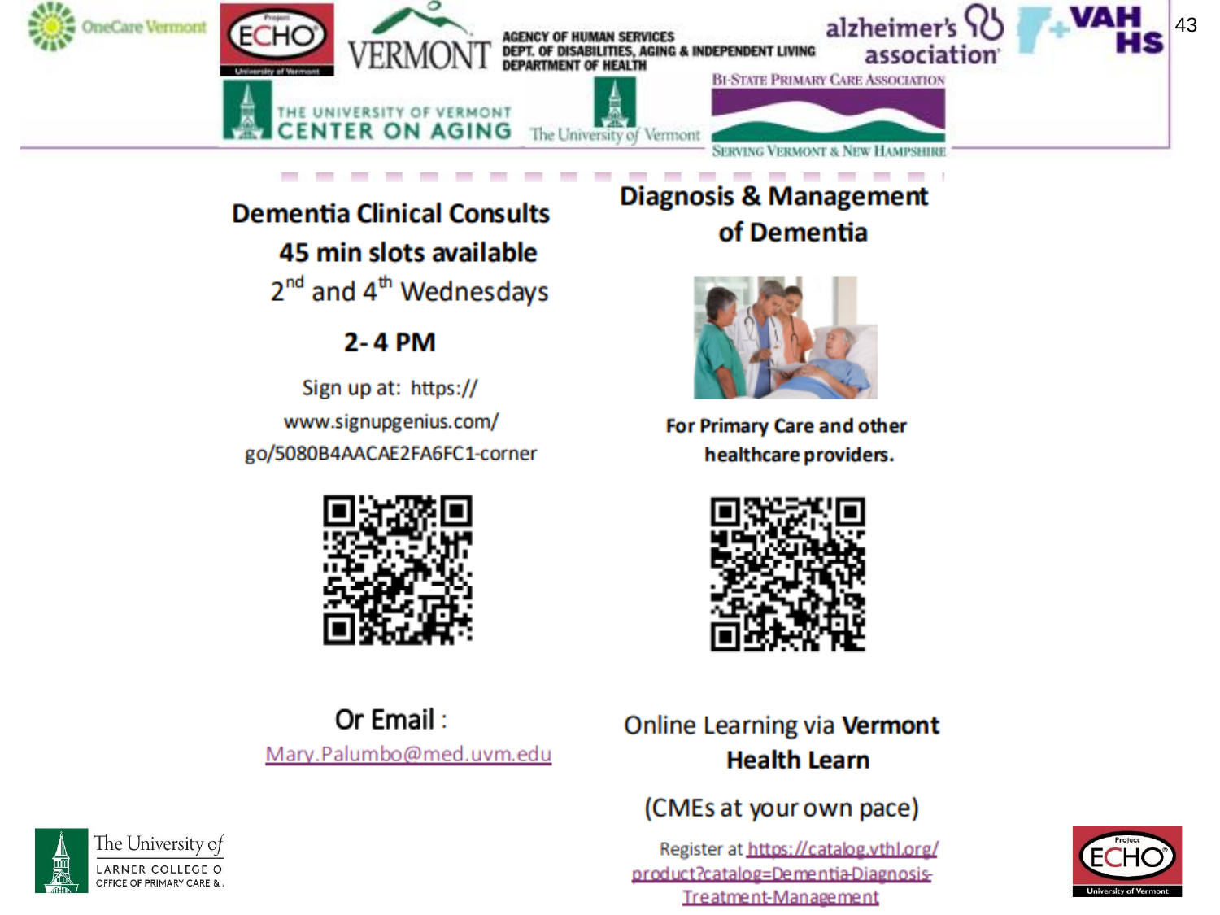## Dementia Clinical Consults

**45 min slots available**

2nd and 4th Wednesdays

**2- 4 PM**

Sign up at: https://www.signupgenius.com/go/5080B4AACAE2FA6FC1-corner

**Or Email** :

Mary.Palumbo@med.uvm.edu

## Diagnosis & Management of Dementia

**For Primary Care and other healthcare providers.**

Online Learning via **Vermont Health Learn**

(CMEs at your own pace)

Register at https://catalog.vthl.org/product?catalog=Dementia-Diagnosis-Treatment-Management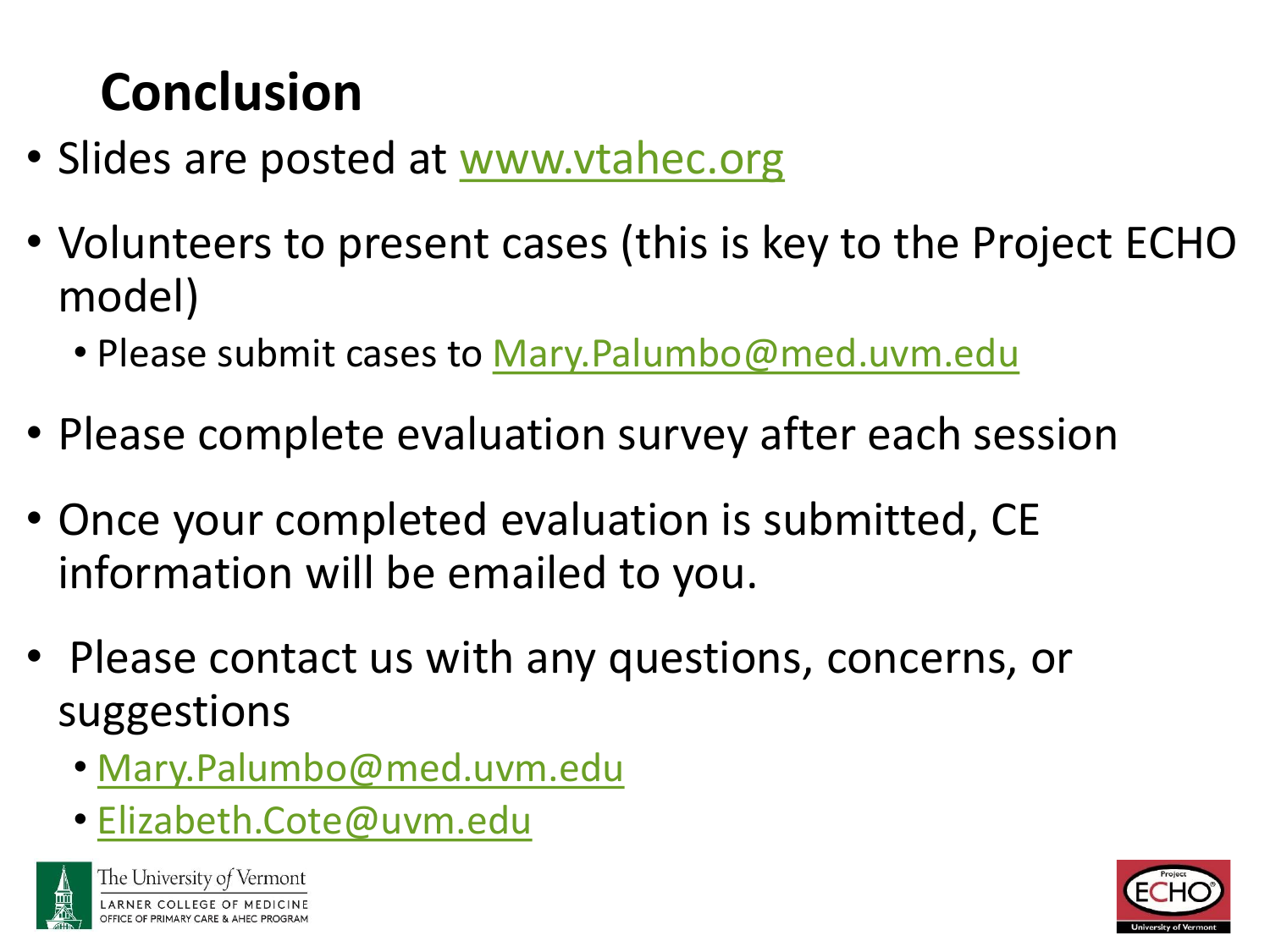# Conclusion

- Slides are posted at www.vtahec.org
- Volunteers to present cases (this is key to the Project ECHO model)
  - Please submit cases to Mary.Palumbo@med.uvm.edu
- Please complete evaluation survey after each session
- Once your completed evaluation is submitted, CE information will be emailed to you.
- Please contact us with any questions, concerns, or suggestions
  - Mary.Palumbo@med.uvm.edu
  - Elizabeth.Cote@uvm.edu

The University of Vermont
LARNER COLLEGE OF MEDICINE
OFFICE OF PRIMARY CARE & AHEC PROGRAM

Project ECHO
University of Vermont